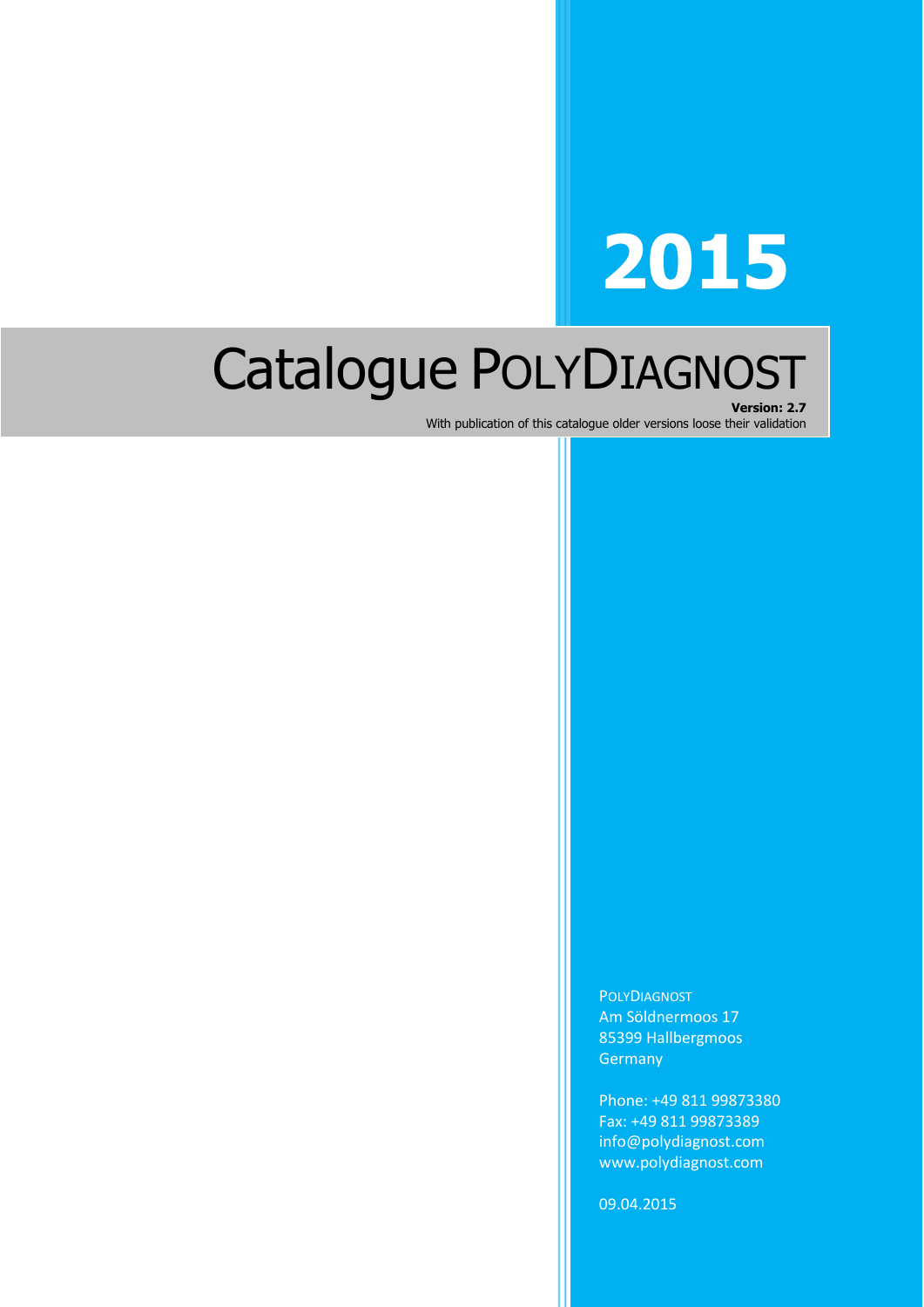# 2015

# Catalogue POLYDIAGNOST

**Version: 2.7**

With publication of this catalogue older versions loose their validation

POLYDIAGNOST
Am Söldnermoos 17
85399 Hallbergmoos
Germany

Phone: +49 811 99873380
Fax: +49 811 99873389
info@polydiagnost.com
www.polydiagnost.com

09.04.2015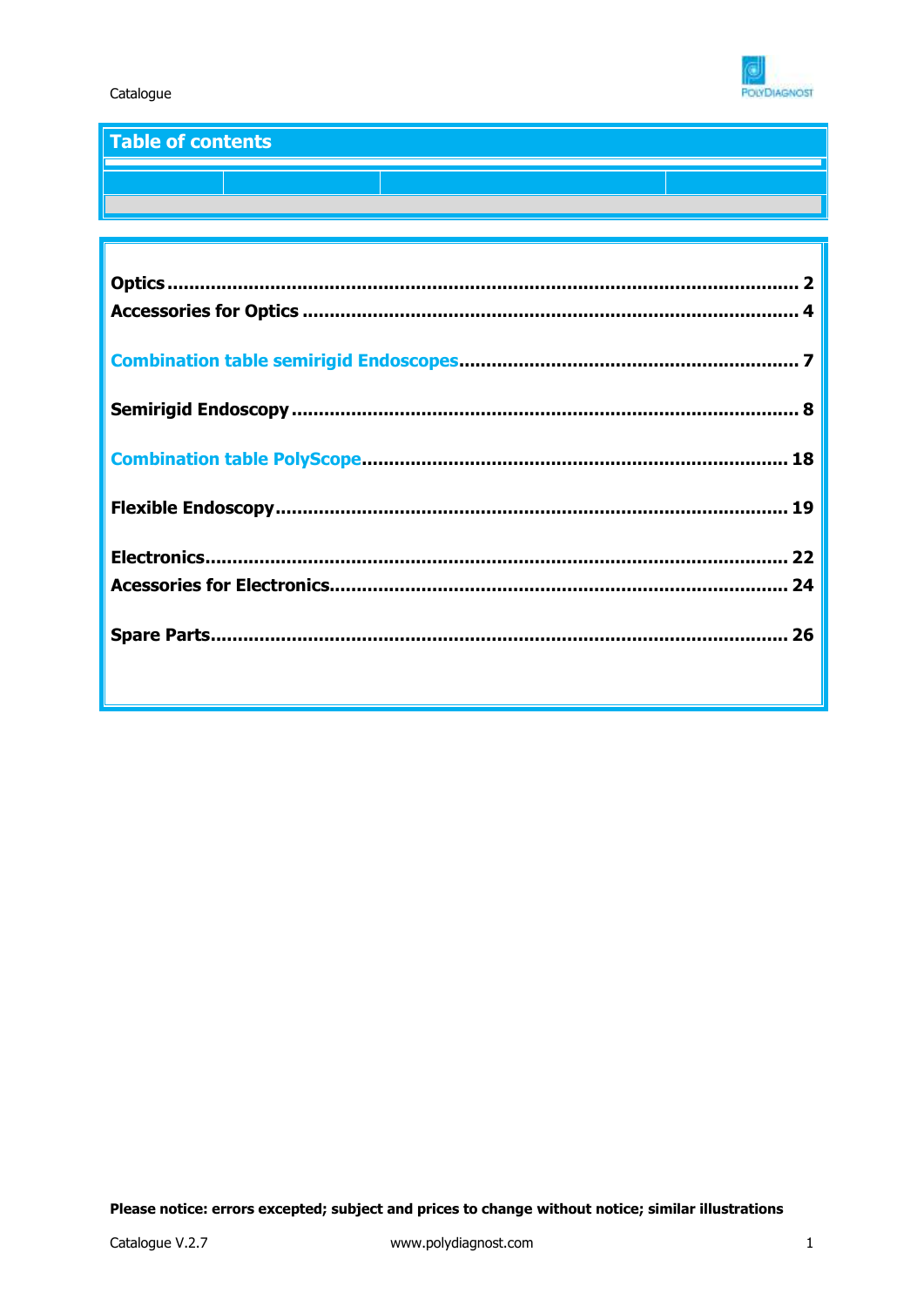# Table of contents

**Optics** .......... 2
**Accessories for Optics** .......... 4

**Combination table semirigid Endoscopes** .......... 7

**Semirigid Endoscopy** .......... 8

**Combination table PolyScope** .......... 18

**Flexible Endoscopy** .......... 19

**Electronics** .......... 22
**Acessories for Electronics** .......... 24

**Spare Parts** .......... 26

**Please notice: errors excepted; subject and prices to change without notice; similar illustrations**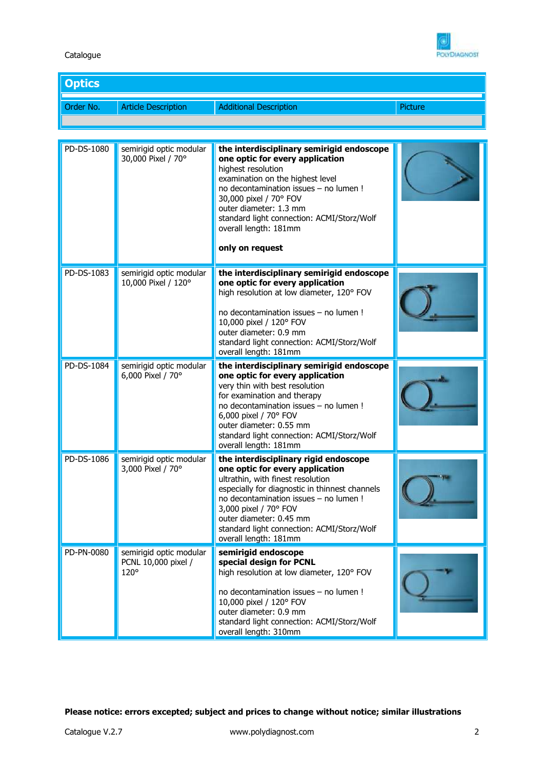## Optics

| Order No. | Article Description | Additional Description | Picture |
|---|---|---|---|
| PD-DS-1080 | semirigid optic modular 30,000 Pixel / 70° | **the interdisciplinary semirigid endoscope** **one optic for every application** highest resolution examination on the highest level no decontamination issues – no lumen ! 30,000 pixel / 70° FOV outer diameter: 1.3 mm standard light connection: ACMI/Storz/Wolf overall length: 181mm **only on request** | |
| PD-DS-1083 | semirigid optic modular 10,000 Pixel / 120° | **the interdisciplinary semirigid endoscope** **one optic for every application** high resolution at low diameter, 120° FOV no decontamination issues – no lumen ! 10,000 pixel / 120° FOV outer diameter: 0.9 mm standard light connection: ACMI/Storz/Wolf overall length: 181mm | |
| PD-DS-1084 | semirigid optic modular 6,000 Pixel / 70° | **the interdisciplinary semirigid endoscope** **one optic for every application** very thin with best resolution for examination and therapy no decontamination issues – no lumen ! 6,000 pixel / 70° FOV outer diameter: 0.55 mm standard light connection: ACMI/Storz/Wolf overall length: 181mm | |
| PD-DS-1086 | semirigid optic modular 3,000 Pixel / 70° | **the interdisciplinary rigid endoscope** **one optic for every application** ultrathin, with finest resolution especially for diagnostic in thinnest channels no decontamination issues – no lumen ! 3,000 pixel / 70° FOV outer diameter: 0.45 mm standard light connection: ACMI/Storz/Wolf overall length: 181mm | |
| PD-PN-0080 | semirigid optic modular PCNL 10,000 pixel / 120° | **semirigid endoscope** **special design for PCNL** high resolution at low diameter, 120° FOV no decontamination issues – no lumen ! 10,000 pixel / 120° FOV outer diameter: 0.9 mm standard light connection: ACMI/Storz/Wolf overall length: 310mm | |

**Please notice: errors excepted; subject and prices to change without notice; similar illustrations**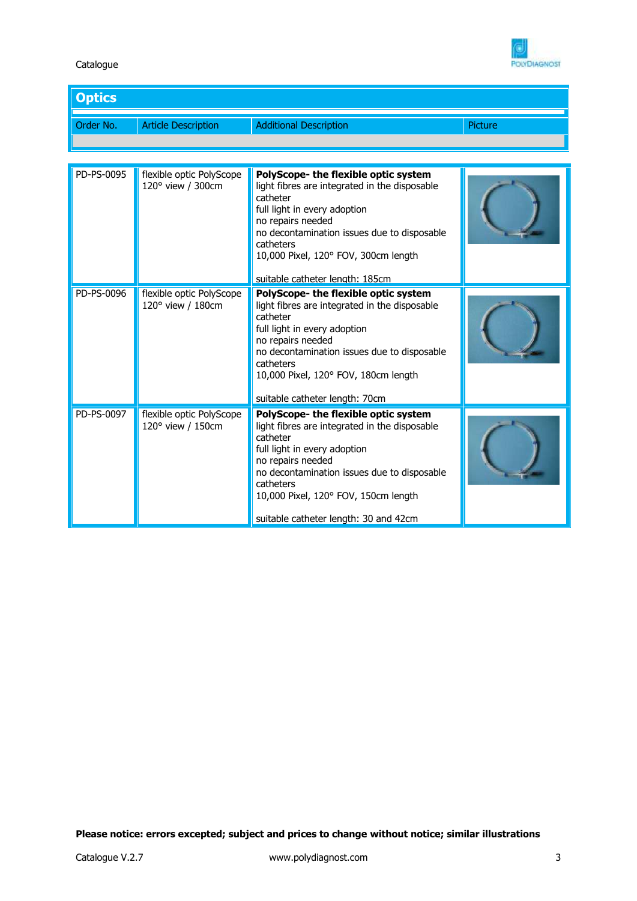## Optics

| Order No. | Article Description | Additional Description | Picture |
|---|---|---|---|
| PD-PS-0095 | flexible optic PolyScope 120° view / 300cm | **PolyScope- the flexible optic system**<br>light fibres are integrated in the disposable catheter<br>full light in every adoption<br>no repairs needed<br>no decontamination issues due to disposable catheters<br>10,000 Pixel, 120° FOV, 300cm length<br><br>suitable catheter length: 185cm | |
| PD-PS-0096 | flexible optic PolyScope 120° view / 180cm | **PolyScope- the flexible optic system**<br>light fibres are integrated in the disposable catheter<br>full light in every adoption<br>no repairs needed<br>no decontamination issues due to disposable catheters<br>10,000 Pixel, 120° FOV, 180cm length<br><br>suitable catheter length: 70cm | |
| PD-PS-0097 | flexible optic PolyScope 120° view / 150cm | **PolyScope- the flexible optic system**<br>light fibres are integrated in the disposable catheter<br>full light in every adoption<br>no repairs needed<br>no decontamination issues due to disposable catheters<br>10,000 Pixel, 120° FOV, 150cm length<br><br>suitable catheter length: 30 and 42cm | |

**Please notice: errors excepted; subject and prices to change without notice; similar illustrations**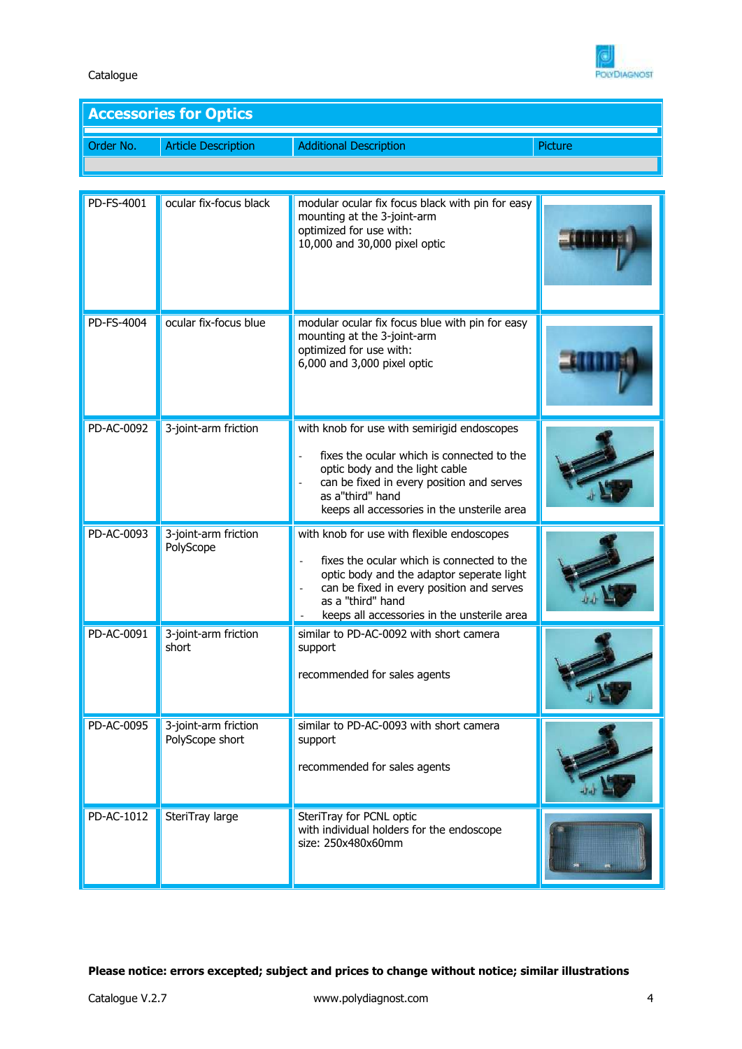# Accessories for Optics

| Order No. | Article Description | Additional Description | Picture |
|---|---|---|---|
| PD-FS-4001 | ocular fix-focus black | modular ocular fix focus black with pin for easy mounting at the 3-joint-arm<br>optimized for use with:<br>10,000 and 30,000 pixel optic | |
| PD-FS-4004 | ocular fix-focus blue | modular ocular fix focus blue with pin for easy mounting at the 3-joint-arm<br>optimized for use with:<br>6,000 and 3,000 pixel optic | |
| PD-AC-0092 | 3-joint-arm friction | with knob for use with semirigid endoscopes<br>- fixes the ocular which is connected to the optic body and the light cable<br>- can be fixed in every position and serves as a"third" hand<br>keeps all accessories in the unsterile area | |
| PD-AC-0093 | 3-joint-arm friction PolyScope | with knob for use with flexible endoscopes<br>- fixes the ocular which is connected to the optic body and the adaptor seperate light<br>- can be fixed in every position and serves as a "third" hand<br>- keeps all accessories in the unsterile area | |
| PD-AC-0091 | 3-joint-arm friction short | similar to PD-AC-0092 with short camera support<br><br>recommended for sales agents | |
| PD-AC-0095 | 3-joint-arm friction PolyScope short | similar to PD-AC-0093 with short camera support<br><br>recommended for sales agents | |
| PD-AC-1012 | SteriTray large | SteriTray for PCNL optic<br>with individual holders for the endoscope<br>size: 250x480x60mm | |

**Please notice: errors excepted; subject and prices to change without notice; similar illustrations**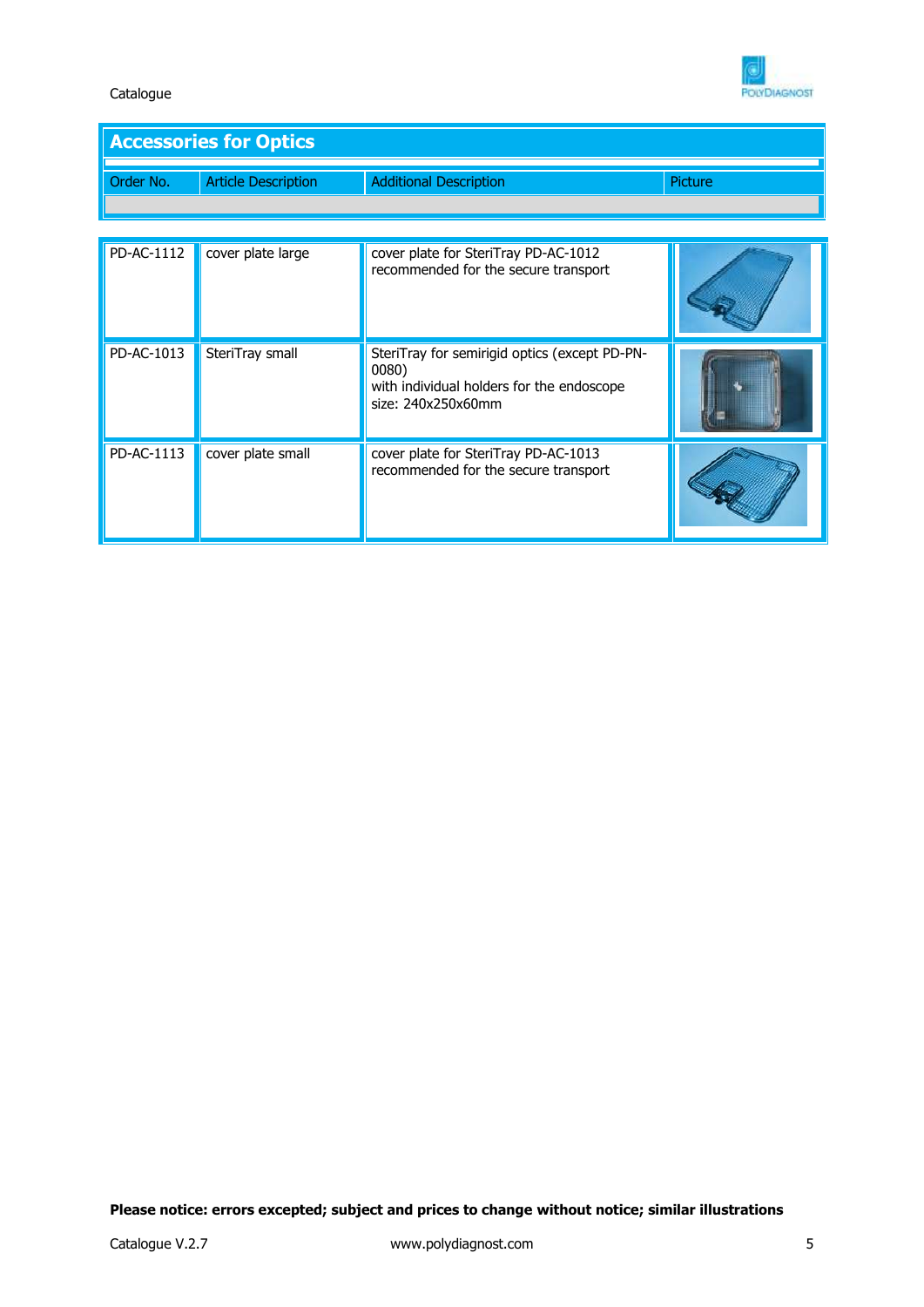## Accessories for Optics

| Order No. | Article Description | Additional Description | Picture |
|---|---|---|---|
| PD-AC-1112 | cover plate large | cover plate for SteriTray PD-AC-1012<br>recommended for the secure transport | |
| PD-AC-1013 | SteriTray small | SteriTray for semirigid optics (except PD-PN-0080)<br>with individual holders for the endoscope<br>size: 240x250x60mm | |
| PD-AC-1113 | cover plate small | cover plate for SteriTray PD-AC-1013<br>recommended for the secure transport | |

**Please notice: errors excepted; subject and prices to change without notice; similar illustrations**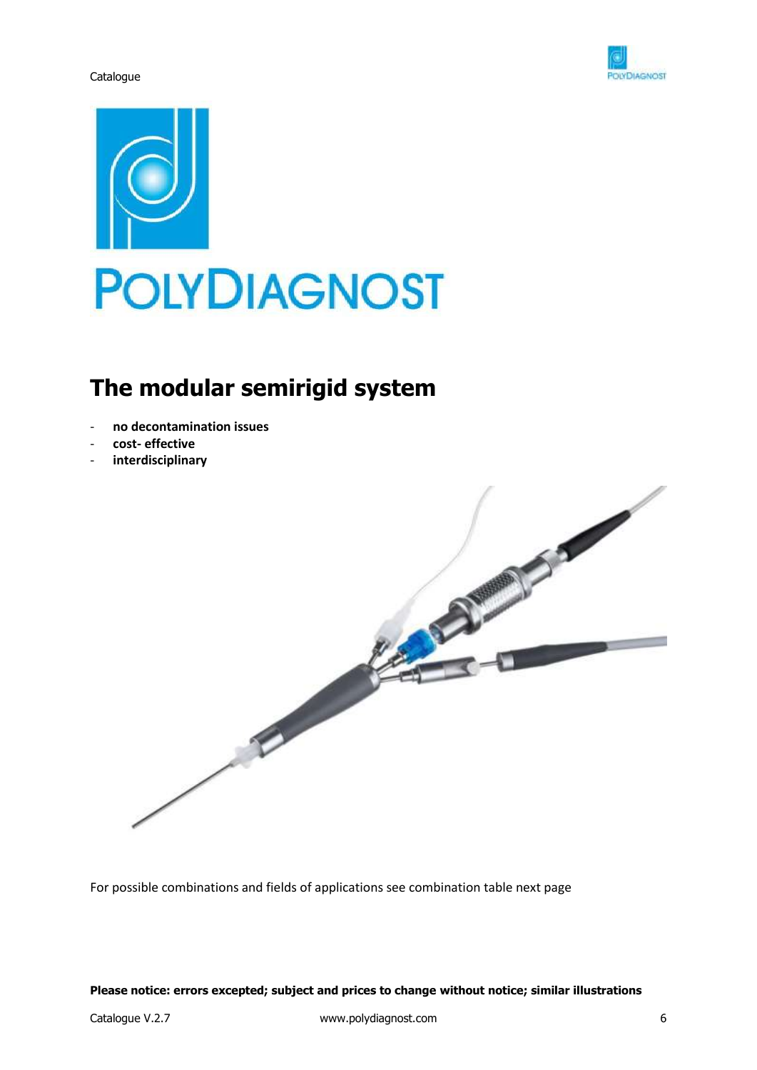# The modular semirigid system

- **no decontamination issues**
- **cost- effective**
- **interdisciplinary**

For possible combinations and fields of applications see combination table next page

**Please notice: errors excepted; subject and prices to change without notice; similar illustrations**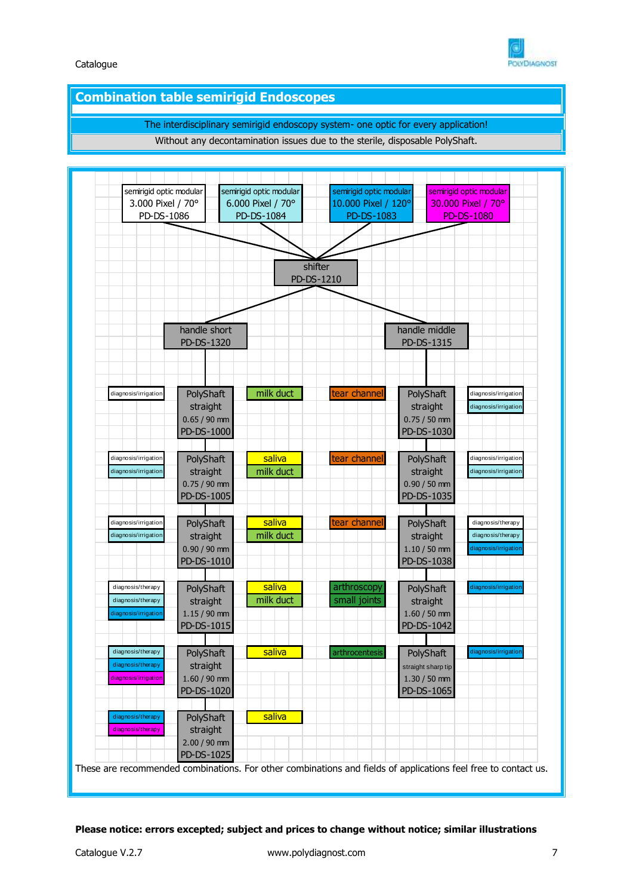## Combination table semirigid Endoscopes

The interdisciplinary semirigid endoscopy system- one optic for every application!

Without any decontamination issues due to the sterile, disposable PolyShaft.

semirigid optic modular
3.000 Pixel / 70°
PD-DS-1086

semirigid optic modular
6.000 Pixel / 70°
PD-DS-1084

semirigid optic modular
10.000 Pixel / 120°
PD-DS-1083

semirigid optic modular
30.000 Pixel / 70°
PD-DS-1080

shifter
PD-DS-1210

handle short
PD-DS-1320

handle middle
PD-DS-1315

| | | | | | |
|---|---|---|---|---|---|
| diagnosis/irrigation | PolyShaft straight 0.65 / 90 mm PD-DS-1000 | milk duct | tear channel | PolyShaft straight 0.75 / 50 mm PD-DS-1030 | diagnosis/irrigation, diagnosis/irrigation |
| diagnosis/irrigation, diagnosis/irrigation | PolyShaft straight 0.75 / 90 mm PD-DS-1005 | saliva, milk duct | tear channel | PolyShaft straight 0.90 / 50 mm PD-DS-1035 | diagnosis/irrigation, diagnosis/irrigation |
| diagnosis/irrigation, diagnosis/irrigation | PolyShaft straight 0.90 / 90 mm PD-DS-1010 | saliva, milk duct | tear channel | PolyShaft straight 1.10 / 50 mm PD-DS-1038 | diagnosis/therapy, diagnosis/therapy, diagnosis/irrigation |
| diagnosis/therapy, diagnosis/therapy, diagnosis/irrigation | PolyShaft straight 1.15 / 90 mm PD-DS-1015 | saliva, milk duct | arthroscopy small joints | PolyShaft straight 1.60 / 50 mm PD-DS-1042 | diagnosis/irrigation |
| diagnosis/therapy, diagnosis/therapy, diagnosis/irrigation | PolyShaft straight 1.60 / 90 mm PD-DS-1020 | saliva | arthrocentesis | PolyShaft straight sharp tip 1.30 / 50 mm PD-DS-1065 | diagnosis/irrigation |
| diagnosis/therapy, diagnosis/therapy | PolyShaft straight 2.00 / 90 mm PD-DS-1025 | saliva | | | |

These are recommended combinations. For other combinations and fields of applications feel free to contact us.

**Please notice: errors excepted; subject and prices to change without notice; similar illustrations**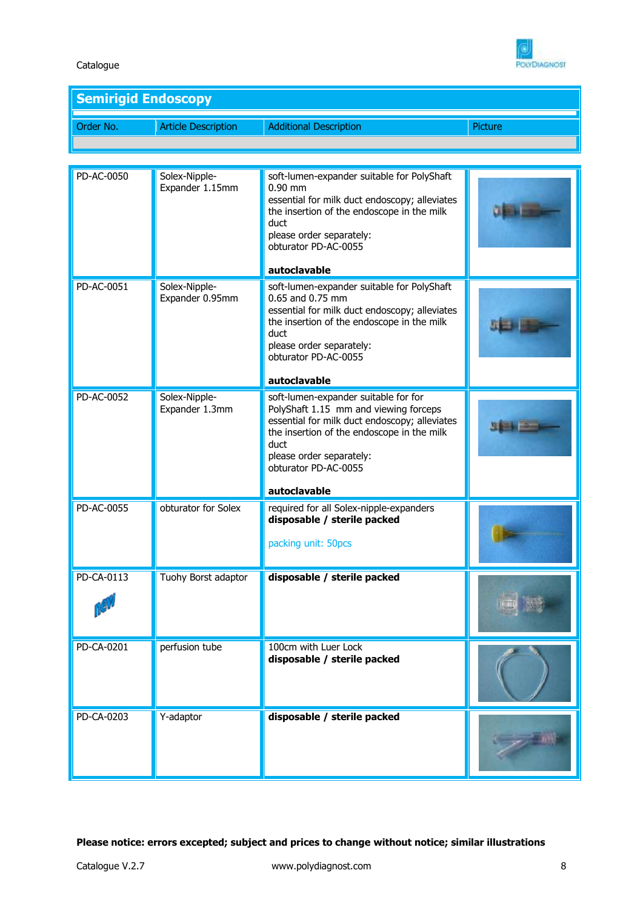## Semirigid Endoscopy

| Order No. | Article Description | Additional Description | Picture |
|---|---|---|---|
| PD-AC-0050 | Solex-Nipple-Expander 1.15mm | soft-lumen-expander suitable for PolyShaft 0.90 mm<br>essential for milk duct endoscopy; alleviates the insertion of the endoscope in the milk duct<br>please order separately:<br>obturator PD-AC-0055<br><br>**autoclavable** | |
| PD-AC-0051 | Solex-Nipple-Expander 0.95mm | soft-lumen-expander suitable for PolyShaft 0.65 and 0.75 mm<br>essential for milk duct endoscopy; alleviates the insertion of the endoscope in the milk duct<br>please order separately:<br>obturator PD-AC-0055<br><br>**autoclavable** | |
| PD-AC-0052 | Solex-Nipple-Expander 1.3mm | soft-lumen-expander suitable for for PolyShaft 1.15 mm and viewing forceps<br>essential for milk duct endoscopy; alleviates the insertion of the endoscope in the milk duct<br>please order separately:<br>obturator PD-AC-0055<br><br>**autoclavable** | |
| PD-AC-0055 | obturator for Solex | required for all Solex-nipple-expanders<br>**disposable / sterile packed**<br><br>packing unit: 50pcs | |
| PD-CA-0113<br>new | Tuohy Borst adaptor | **disposable / sterile packed** | |
| PD-CA-0201 | perfusion tube | 100cm with Luer Lock<br>**disposable / sterile packed** | |
| PD-CA-0203 | Y-adaptor | **disposable / sterile packed** | |

**Please notice: errors excepted; subject and prices to change without notice; similar illustrations**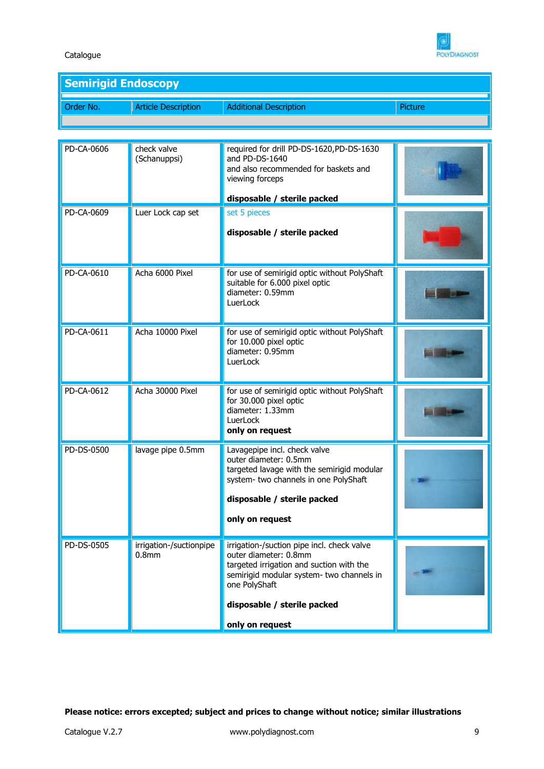# Semirigid Endoscopy

| Order No. | Article Description | Additional Description | Picture |
|---|---|---|---|
| PD-CA-0606 | check valve (Schanuppsi) | required for drill PD-DS-1620,PD-DS-1630 and PD-DS-1640<br>and also recommended for baskets and viewing forceps<br><br>**disposable / sterile packed** | |
| PD-CA-0609 | Luer Lock cap set | set 5 pieces<br><br>**disposable / sterile packed** | |
| PD-CA-0610 | Acha 6000 Pixel | for use of semirigid optic without PolyShaft<br>suitable for 6.000 pixel optic<br>diameter: 0.59mm<br>LuerLock | |
| PD-CA-0611 | Acha 10000 Pixel | for use of semirigid optic without PolyShaft<br>for 10.000 pixel optic<br>diameter: 0.95mm<br>LuerLock | |
| PD-CA-0612 | Acha 30000 Pixel | for use of semirigid optic without PolyShaft<br>for 30.000 pixel optic<br>diameter: 1.33mm<br>LuerLock<br>**only on request** | |
| PD-DS-0500 | lavage pipe 0.5mm | Lavagepipe incl. check valve<br>outer diameter: 0.5mm<br>targeted lavage with the semirigid modular system- two channels in one PolyShaft<br><br>**disposable / sterile packed**<br><br>**only on request** | |
| PD-DS-0505 | irrigation-/suctionpipe 0.8mm | irrigation-/suction pipe incl. check valve<br>outer diameter: 0.8mm<br>targeted irrigation and suction with the semirigid modular system- two channels in one PolyShaft<br><br>**disposable / sterile packed**<br><br>**only on request** | |

**Please notice: errors excepted; subject and prices to change without notice; similar illustrations**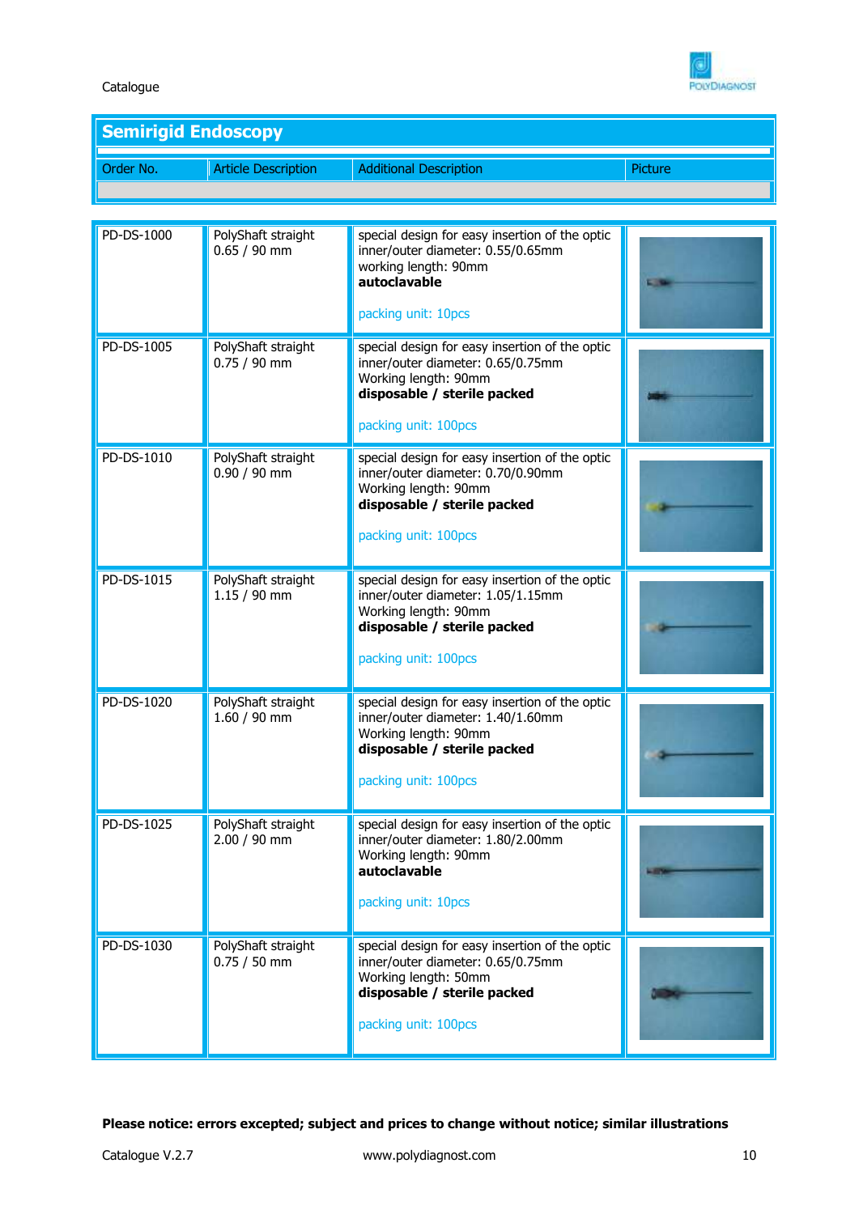## Semirigid Endoscopy

| Order No. | Article Description | Additional Description | Picture |
|---|---|---|---|
| PD-DS-1000 | PolyShaft straight 0.65 / 90 mm | special design for easy insertion of the optic<br>inner/outer diameter: 0.55/0.65mm<br>working length: 90mm<br>**autoclavable**<br><br>packing unit: 10pcs | |
| PD-DS-1005 | PolyShaft straight 0.75 / 90 mm | special design for easy insertion of the optic<br>inner/outer diameter: 0.65/0.75mm<br>Working length: 90mm<br>**disposable / sterile packed**<br><br>packing unit: 100pcs | |
| PD-DS-1010 | PolyShaft straight 0.90 / 90 mm | special design for easy insertion of the optic<br>inner/outer diameter: 0.70/0.90mm<br>Working length: 90mm<br>**disposable / sterile packed**<br><br>packing unit: 100pcs | |
| PD-DS-1015 | PolyShaft straight 1.15 / 90 mm | special design for easy insertion of the optic<br>inner/outer diameter: 1.05/1.15mm<br>Working length: 90mm<br>**disposable / sterile packed**<br><br>packing unit: 100pcs | |
| PD-DS-1020 | PolyShaft straight 1.60 / 90 mm | special design for easy insertion of the optic<br>inner/outer diameter: 1.40/1.60mm<br>Working length: 90mm<br>**disposable / sterile packed**<br><br>packing unit: 100pcs | |
| PD-DS-1025 | PolyShaft straight 2.00 / 90 mm | special design for easy insertion of the optic<br>inner/outer diameter: 1.80/2.00mm<br>Working length: 90mm<br>**autoclavable**<br><br>packing unit: 10pcs | |
| PD-DS-1030 | PolyShaft straight 0.75 / 50 mm | special design for easy insertion of the optic<br>inner/outer diameter: 0.65/0.75mm<br>Working length: 50mm<br>**disposable / sterile packed**<br><br>packing unit: 100pcs | |

**Please notice: errors excepted; subject and prices to change without notice; similar illustrations**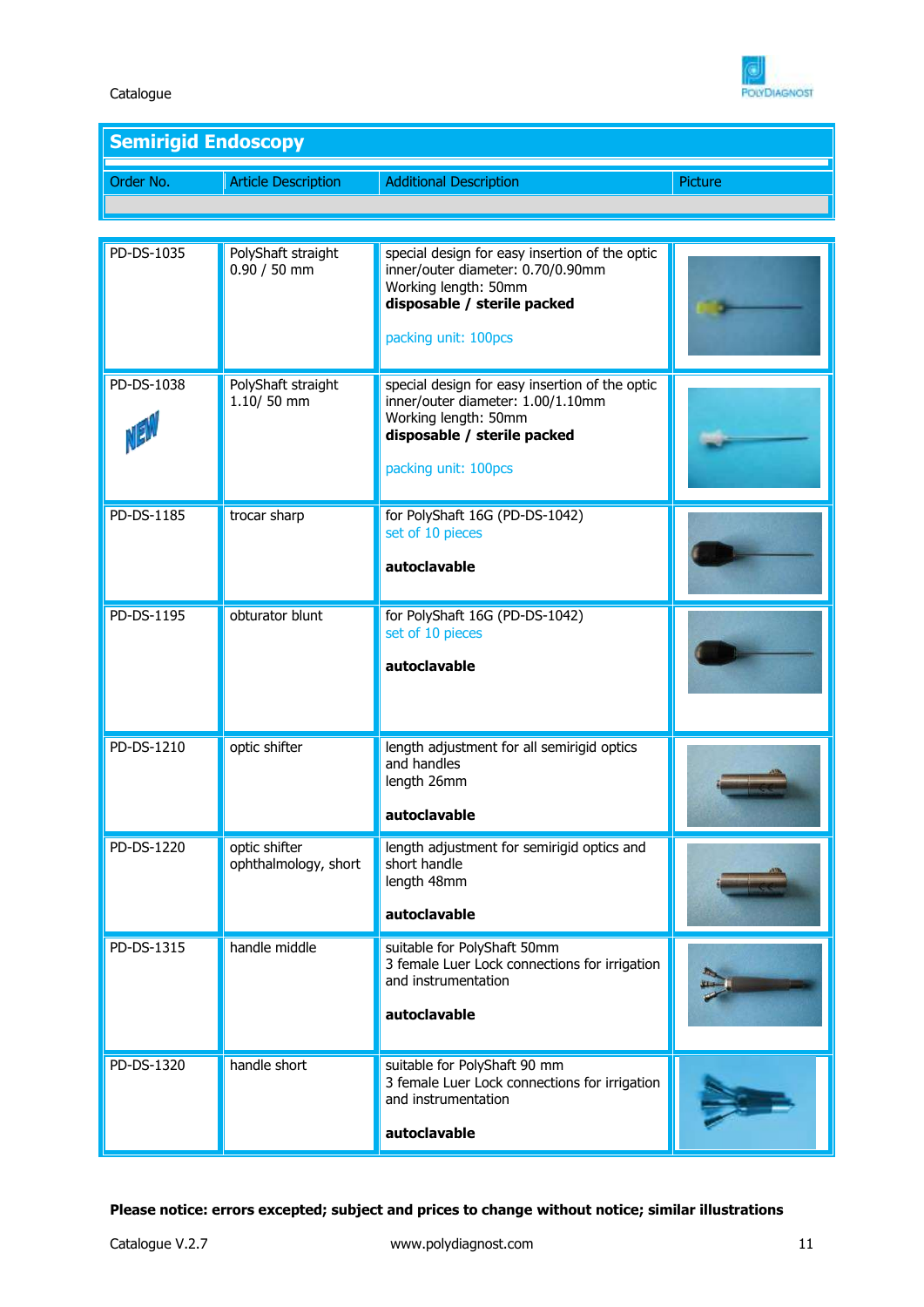# Semirigid Endoscopy

| Order No. | Article Description | Additional Description | Picture |
|---|---|---|---|
| PD-DS-1035 | PolyShaft straight 0.90 / 50 mm | special design for easy insertion of the optic<br>inner/outer diameter: 0.70/0.90mm<br>Working length: 50mm<br>**disposable / sterile packed**<br><br>packing unit: 100pcs | |
| PD-DS-1038<br>NEW | PolyShaft straight 1.10/ 50 mm | special design for easy insertion of the optic<br>inner/outer diameter: 1.00/1.10mm<br>Working length: 50mm<br>**disposable / sterile packed**<br><br>packing unit: 100pcs | |
| PD-DS-1185 | trocar sharp | for PolyShaft 16G (PD-DS-1042)<br>set of 10 pieces<br><br>**autoclavable** | |
| PD-DS-1195 | obturator blunt | for PolyShaft 16G (PD-DS-1042)<br>set of 10 pieces<br><br>**autoclavable** | |
| PD-DS-1210 | optic shifter | length adjustment for all semirigid optics and handles<br>length 26mm<br><br>**autoclavable** | |
| PD-DS-1220 | optic shifter ophthalmology, short | length adjustment for semirigid optics and short handle<br>length 48mm<br><br>**autoclavable** | |
| PD-DS-1315 | handle middle | suitable for PolyShaft 50mm<br>3 female Luer Lock connections for irrigation and instrumentation<br><br>**autoclavable** | |
| PD-DS-1320 | handle short | suitable for PolyShaft 90 mm<br>3 female Luer Lock connections for irrigation and instrumentation<br><br>**autoclavable** | |

**Please notice: errors excepted; subject and prices to change without notice; similar illustrations**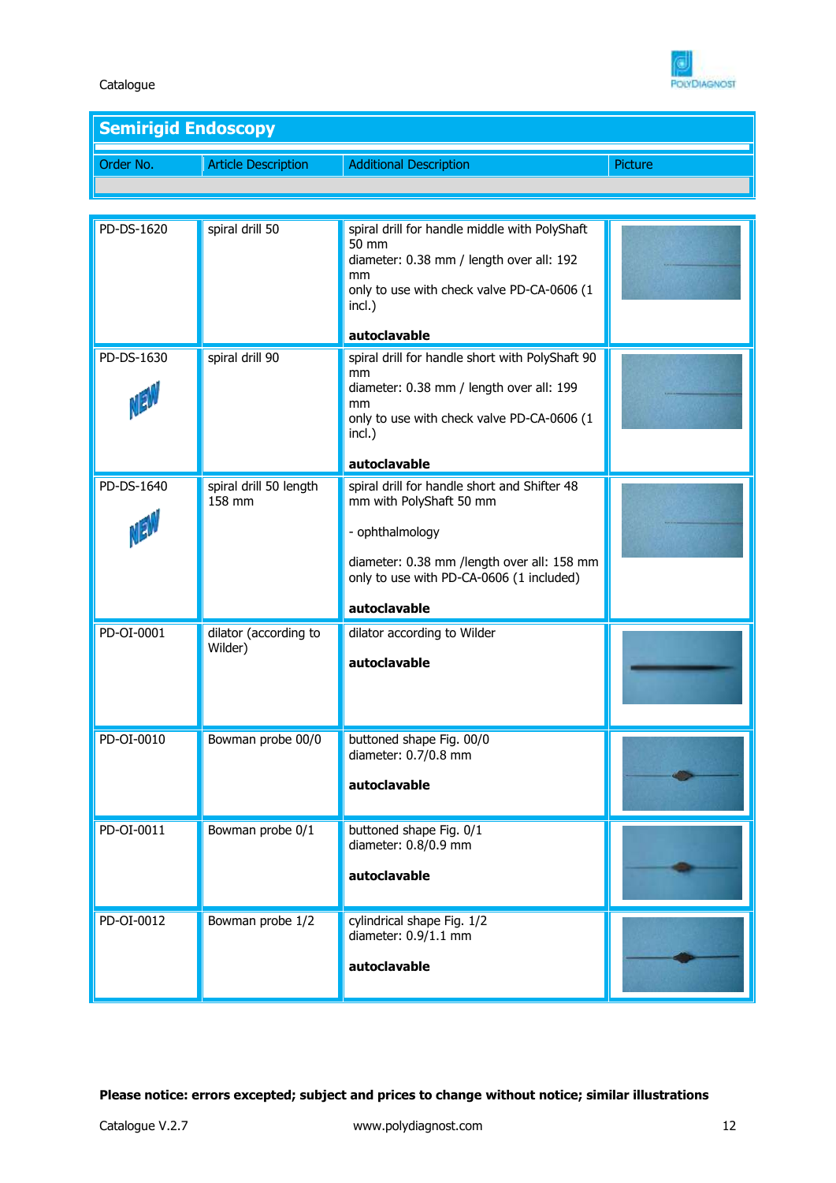## Semirigid Endoscopy

| Order No. | Article Description | Additional Description | Picture |
|---|---|---|---|
| PD-DS-1620 | spiral drill 50 | spiral drill for handle middle with PolyShaft 50 mm<br>diameter: 0.38 mm / length over all: 192 mm<br>only to use with check valve PD-CA-0606 (1 incl.)<br><br>**autoclavable** | |
| PD-DS-1630<br>NEW | spiral drill 90 | spiral drill for handle short with PolyShaft 90 mm<br>diameter: 0.38 mm / length over all: 199 mm<br>only to use with check valve PD-CA-0606 (1 incl.)<br><br>**autoclavable** | |
| PD-DS-1640<br>NEW | spiral drill 50 length 158 mm | spiral drill for handle short and Shifter 48 mm with PolyShaft 50 mm<br><br>- ophthalmology<br><br>diameter: 0.38 mm /length over all: 158 mm<br>only to use with PD-CA-0606 (1 included)<br><br>**autoclavable** | |
| PD-OI-0001 | dilator (according to Wilder) | dilator according to Wilder<br><br>**autoclavable** | |
| PD-OI-0010 | Bowman probe 00/0 | buttoned shape Fig. 00/0<br>diameter: 0.7/0.8 mm<br><br>**autoclavable** | |
| PD-OI-0011 | Bowman probe 0/1 | buttoned shape Fig. 0/1<br>diameter: 0.8/0.9 mm<br><br>**autoclavable** | |
| PD-OI-0012 | Bowman probe 1/2 | cylindrical shape Fig. 1/2<br>diameter: 0.9/1.1 mm<br><br>**autoclavable** | |

**Please notice: errors excepted; subject and prices to change without notice; similar illustrations**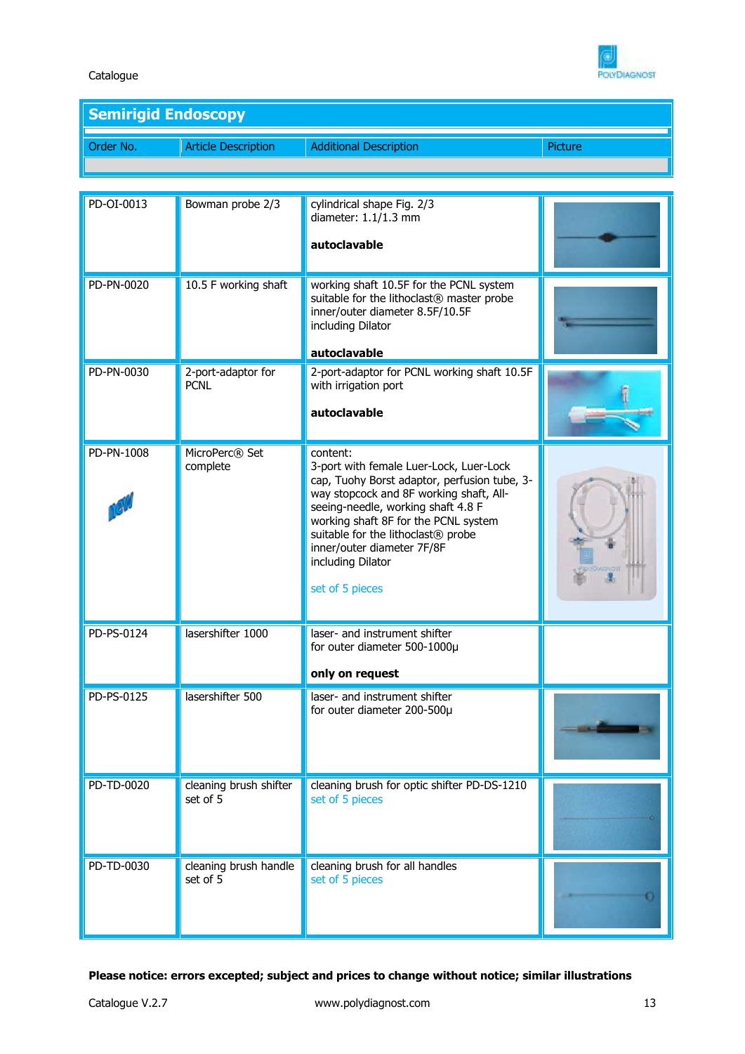Catalogue

## Semirigid Endoscopy

| Order No. | Article Description | Additional Description | Picture |
|---|---|---|---|
| PD-OI-0013 | Bowman probe 2/3 | cylindrical shape Fig. 2/3<br>diameter: 1.1/1.3 mm<br><br>**autoclavable** | |
| PD-PN-0020 | 10.5 F working shaft | working shaft 10.5F for the PCNL system suitable for the lithoclast® master probe<br>inner/outer diameter 8.5F/10.5F<br>including Dilator<br><br>**autoclavable** | |
| PD-PN-0030 | 2-port-adaptor for PCNL | 2-port-adaptor for PCNL working shaft 10.5F with irrigation port<br><br>**autoclavable** | |
| PD-PN-1008<br><br>new | MicroPerc® Set complete | content:<br>3-port with female Luer-Lock, Luer-Lock cap, Tuohy Borst adaptor, perfusion tube, 3-way stopcock and 8F working shaft, All-seeing-needle, working shaft 4.8 F<br>working shaft 8F for the PCNL system suitable for the lithoclast® probe<br>inner/outer diameter 7F/8F<br>including Dilator<br><br>set of 5 pieces | |
| PD-PS-0124 | lasershifter 1000 | laser- and instrument shifter for outer diameter 500-1000µ<br><br>**only on request** | |
| PD-PS-0125 | lasershifter 500 | laser- and instrument shifter for outer diameter 200-500µ | |
| PD-TD-0020 | cleaning brush shifter set of 5 | cleaning brush for optic shifter PD-DS-1210<br>set of 5 pieces | |
| PD-TD-0030 | cleaning brush handle set of 5 | cleaning brush for all handles<br>set of 5 pieces | |

**Please notice: errors excepted; subject and prices to change without notice; similar illustrations**

Catalogue V.2.7 www.polydiagnost.com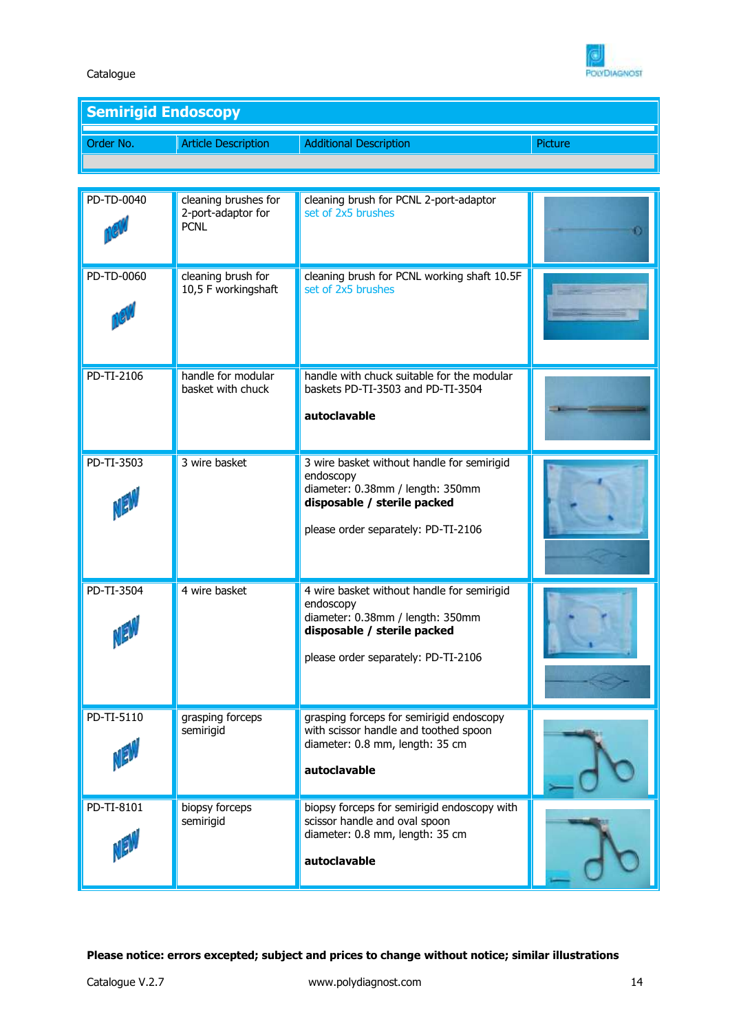## Semirigid Endoscopy

| Order No. | Article Description | Additional Description | Picture |
|---|---|---|---|
| PD-TD-0040 new | cleaning brushes for 2-port-adaptor for PCNL | cleaning brush for PCNL 2-port-adaptor<br>set of 2x5 brushes | |
| PD-TD-0060 new | cleaning brush for 10,5 F workingshaft | cleaning brush for PCNL working shaft 10.5F<br>set of 2x5 brushes | |
| PD-TI-2106 | handle for modular basket with chuck | handle with chuck suitable for the modular baskets PD-TI-3503 and PD-TI-3504<br><br>**autoclavable** | |
| PD-TI-3503 NEW | 3 wire basket | 3 wire basket without handle for semirigid endoscopy<br>diameter: 0.38mm / length: 350mm<br>**disposable / sterile packed**<br><br>please order separately: PD-TI-2106 | |
| PD-TI-3504 NEW | 4 wire basket | 4 wire basket without handle for semirigid endoscopy<br>diameter: 0.38mm / length: 350mm<br>**disposable / sterile packed**<br><br>please order separately: PD-TI-2106 | |
| PD-TI-5110 NEW | grasping forceps semirigid | grasping forceps for semirigid endoscopy with scissor handle and toothed spoon<br>diameter: 0.8 mm, length: 35 cm<br><br>**autoclavable** | |
| PD-TI-8101 NEW | biopsy forceps semirigid | biopsy forceps for semirigid endoscopy with scissor handle and oval spoon<br>diameter: 0.8 mm, length: 35 cm<br><br>**autoclavable** | |

**Please notice: errors excepted; subject and prices to change without notice; similar illustrations**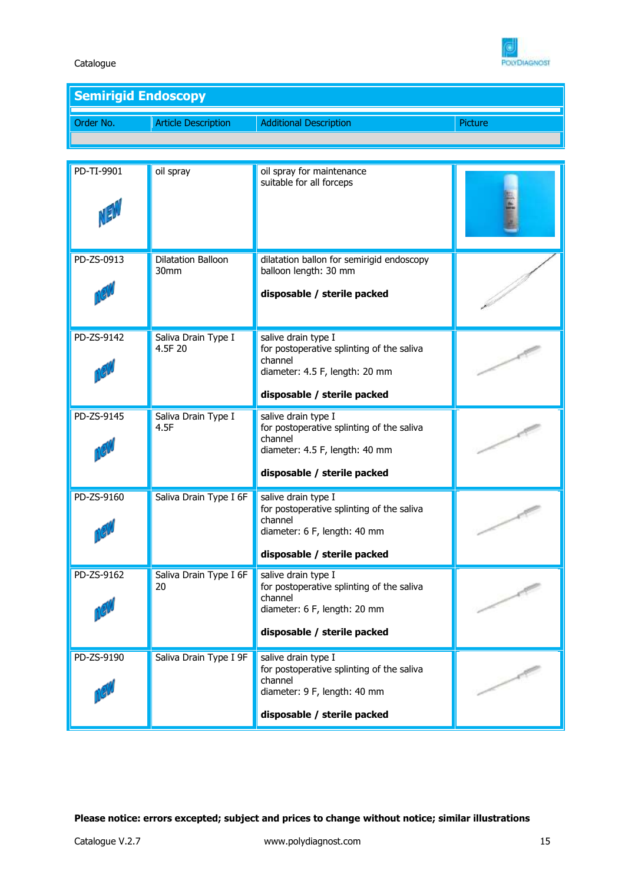## Semirigid Endoscopy

| Order No. | Article Description | Additional Description | Picture |
|---|---|---|---|
| PD-TI-9901 NEW | oil spray | oil spray for maintenance<br>suitable for all forceps | |
| PD-ZS-0913 new | Dilatation Balloon 30mm | dilatation ballon for semirigid endoscopy<br>balloon length: 30 mm<br><br>**disposable / sterile packed** | |
| PD-ZS-9142 new | Saliva Drain Type I 4.5F 20 | salive drain type I<br>for postoperative splinting of the saliva channel<br>diameter: 4.5 F, length: 20 mm<br><br>**disposable / sterile packed** | |
| PD-ZS-9145 new | Saliva Drain Type I 4.5F | salive drain type I<br>for postoperative splinting of the saliva channel<br>diameter: 4.5 F, length: 40 mm<br><br>**disposable / sterile packed** | |
| PD-ZS-9160 new | Saliva Drain Type I 6F | salive drain type I<br>for postoperative splinting of the saliva channel<br>diameter: 6 F, length: 40 mm<br><br>**disposable / sterile packed** | |
| PD-ZS-9162 new | Saliva Drain Type I 6F 20 | salive drain type I<br>for postoperative splinting of the saliva channel<br>diameter: 6 F, length: 20 mm<br><br>**disposable / sterile packed** | |
| PD-ZS-9190 new | Saliva Drain Type I 9F | salive drain type I<br>for postoperative splinting of the saliva channel<br>diameter: 9 F, length: 40 mm<br><br>**disposable / sterile packed** | |

**Please notice: errors excepted; subject and prices to change without notice; similar illustrations**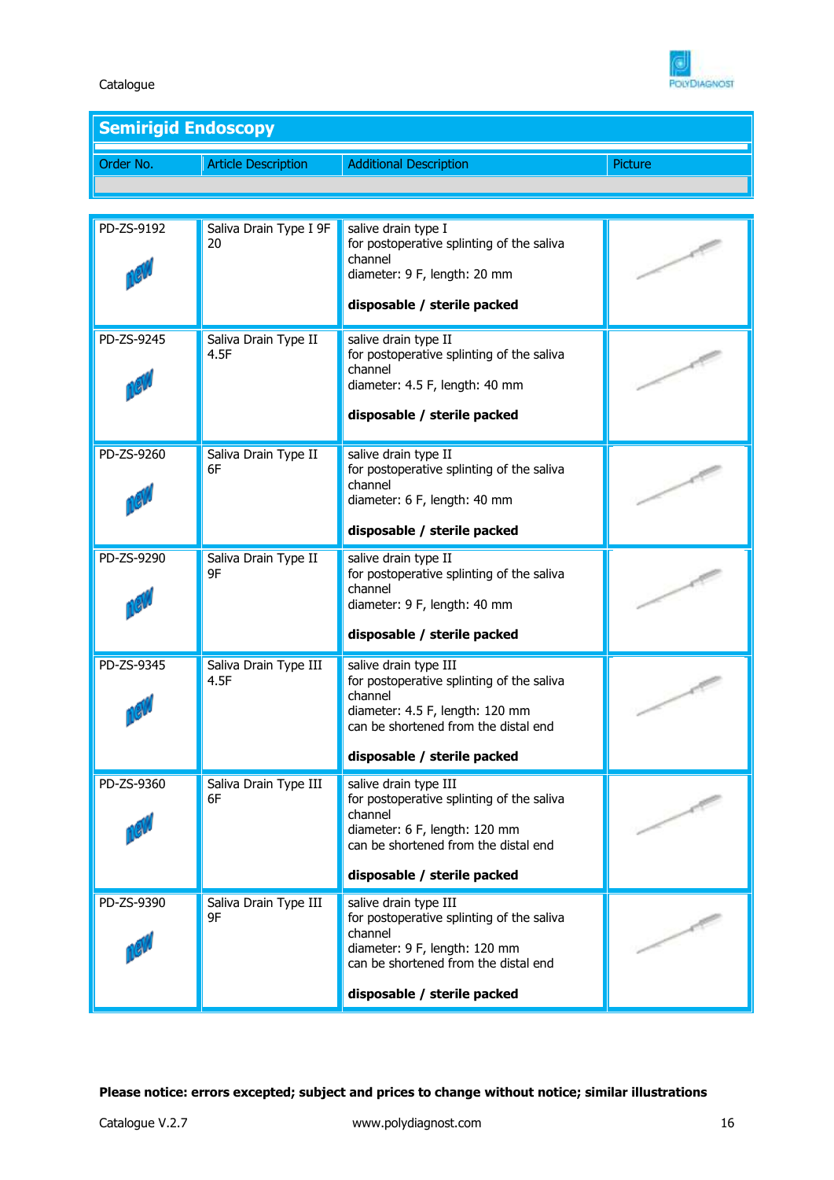Catalogue

## Semirigid Endoscopy

| Order No. | Article Description | Additional Description | Picture |
|---|---|---|---|
| PD-ZS-9192 new | Saliva Drain Type I 9F 20 | salive drain type I<br>for postoperative splinting of the saliva channel<br>diameter: 9 F, length: 20 mm<br><br>**disposable / sterile packed** | |
| PD-ZS-9245 new | Saliva Drain Type II 4.5F | salive drain type II<br>for postoperative splinting of the saliva channel<br>diameter: 4.5 F, length: 40 mm<br><br>**disposable / sterile packed** | |
| PD-ZS-9260 new | Saliva Drain Type II 6F | salive drain type II<br>for postoperative splinting of the saliva channel<br>diameter: 6 F, length: 40 mm<br><br>**disposable / sterile packed** | |
| PD-ZS-9290 new | Saliva Drain Type II 9F | salive drain type II<br>for postoperative splinting of the saliva channel<br>diameter: 9 F, length: 40 mm<br><br>**disposable / sterile packed** | |
| PD-ZS-9345 new | Saliva Drain Type III 4.5F | salive drain type III<br>for postoperative splinting of the saliva channel<br>diameter: 4.5 F, length: 120 mm<br>can be shortened from the distal end<br><br>**disposable / sterile packed** | |
| PD-ZS-9360 new | Saliva Drain Type III 6F | salive drain type III<br>for postoperative splinting of the saliva channel<br>diameter: 6 F, length: 120 mm<br>can be shortened from the distal end<br><br>**disposable / sterile packed** | |
| PD-ZS-9390 new | Saliva Drain Type III 9F | salive drain type III<br>for postoperative splinting of the saliva channel<br>diameter: 9 F, length: 120 mm<br>can be shortened from the distal end<br><br>**disposable / sterile packed** | |

**Please notice: errors excepted; subject and prices to change without notice; similar illustrations**

Catalogue V.2.7 www.polydiagnost.com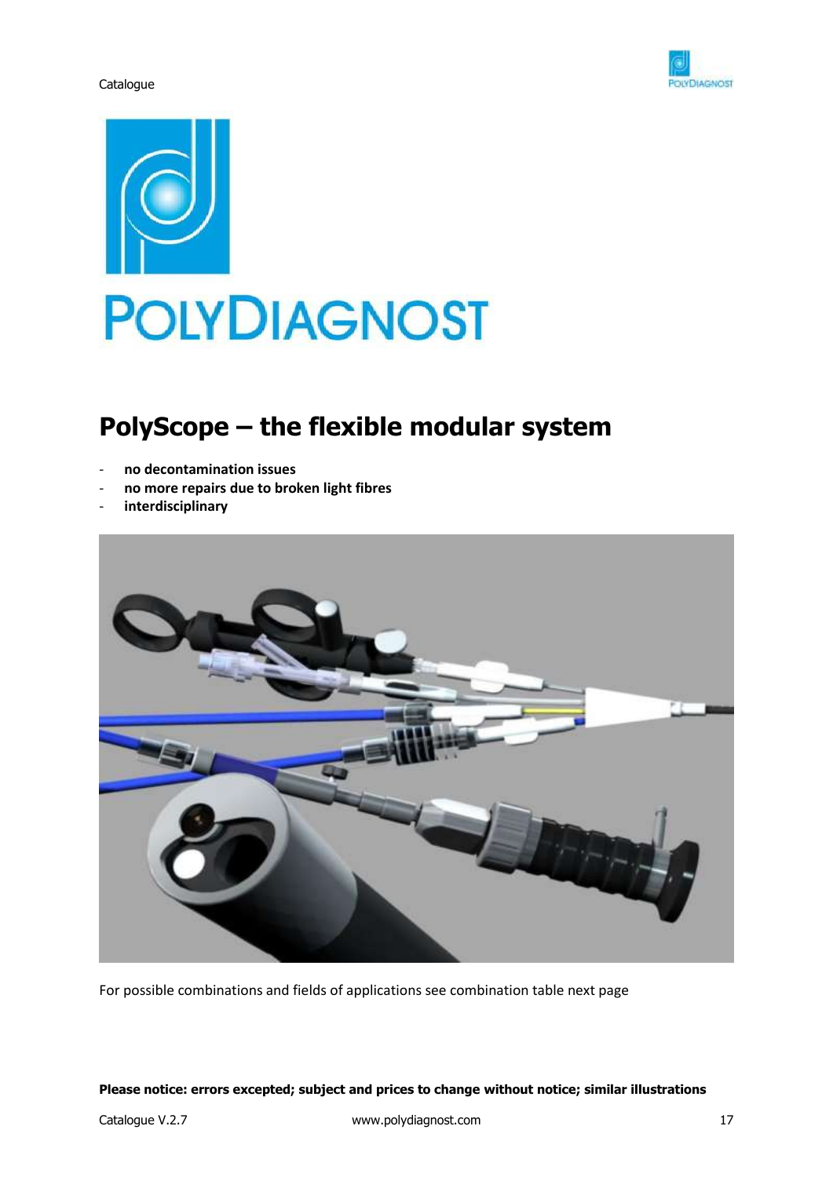POLYDIAGNOST

# PolyScope – the flexible modular system

- **no decontamination issues**
- **no more repairs due to broken light fibres**
- **interdisciplinary**

For possible combinations and fields of applications see combination table next page

**Please notice: errors excepted; subject and prices to change without notice; similar illustrations**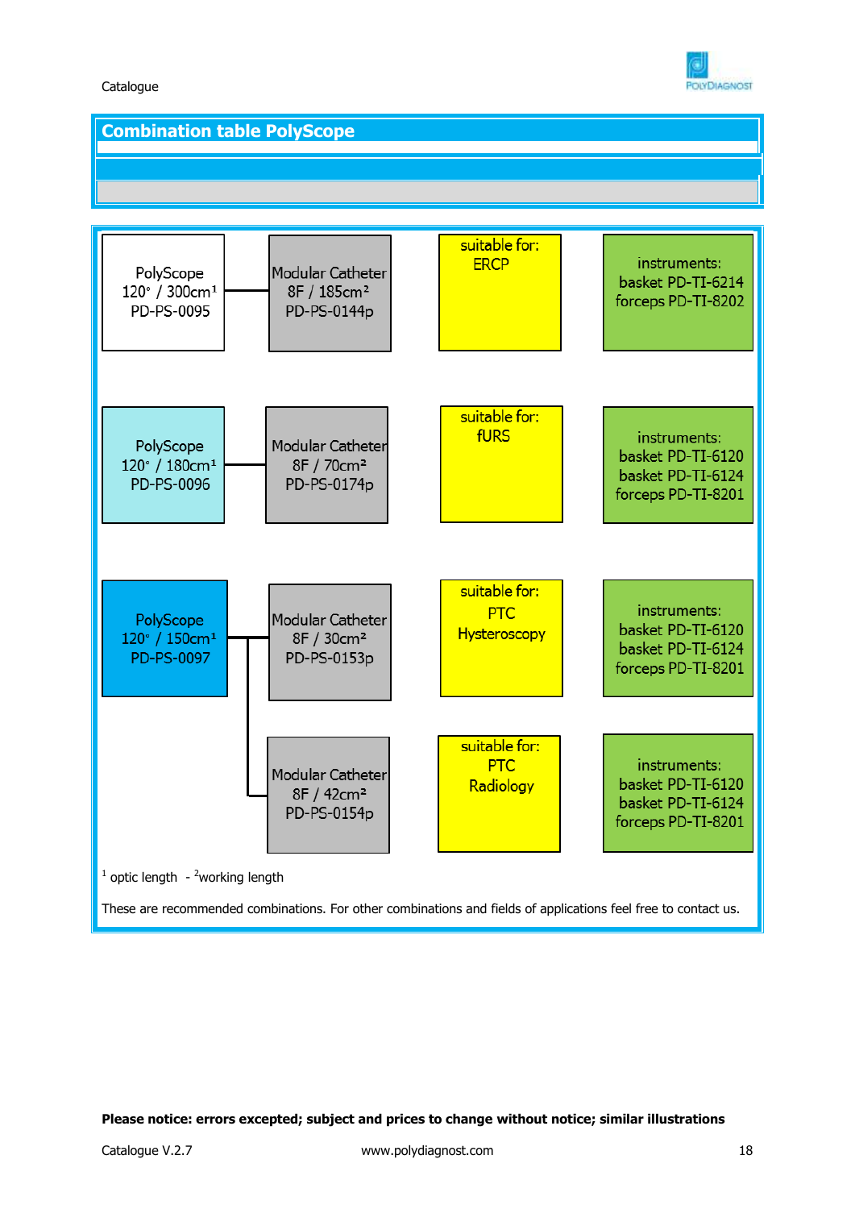## Combination table PolyScope

| PolyScope | Modular Catheter | Suitable for | Instruments |
|---|---|---|---|
| PolyScope 120° / 300cm[1] PD-PS-0095 | Modular Catheter 8F / 185cm[2] PD-PS-0144p | suitable for: ERCP | instruments: basket PD-TI-6214 forceps PD-TI-8202 |
| PolyScope 120° / 180cm[1] PD-PS-0096 | Modular Catheter 8F / 70cm[2] PD-PS-0174p | suitable for: fURS | instruments: basket PD-TI-6120 basket PD-TI-6124 forceps PD-TI-8201 |
| PolyScope 120° / 150cm[1] PD-PS-0097 | Modular Catheter 8F / 30cm[2] PD-PS-0153p | suitable for: PTC Hysteroscopy | instruments: basket PD-TI-6120 basket PD-TI-6124 forceps PD-TI-8201 |
| | Modular Catheter 8F / 42cm[2] PD-PS-0154p | suitable for: PTC Radiology | instruments: basket PD-TI-6120 basket PD-TI-6124 forceps PD-TI-8201 |

[1] optic length - [2]working length

These are recommended combinations. For other combinations and fields of applications feel free to contact us.

**Please notice: errors excepted; subject and prices to change without notice; similar illustrations**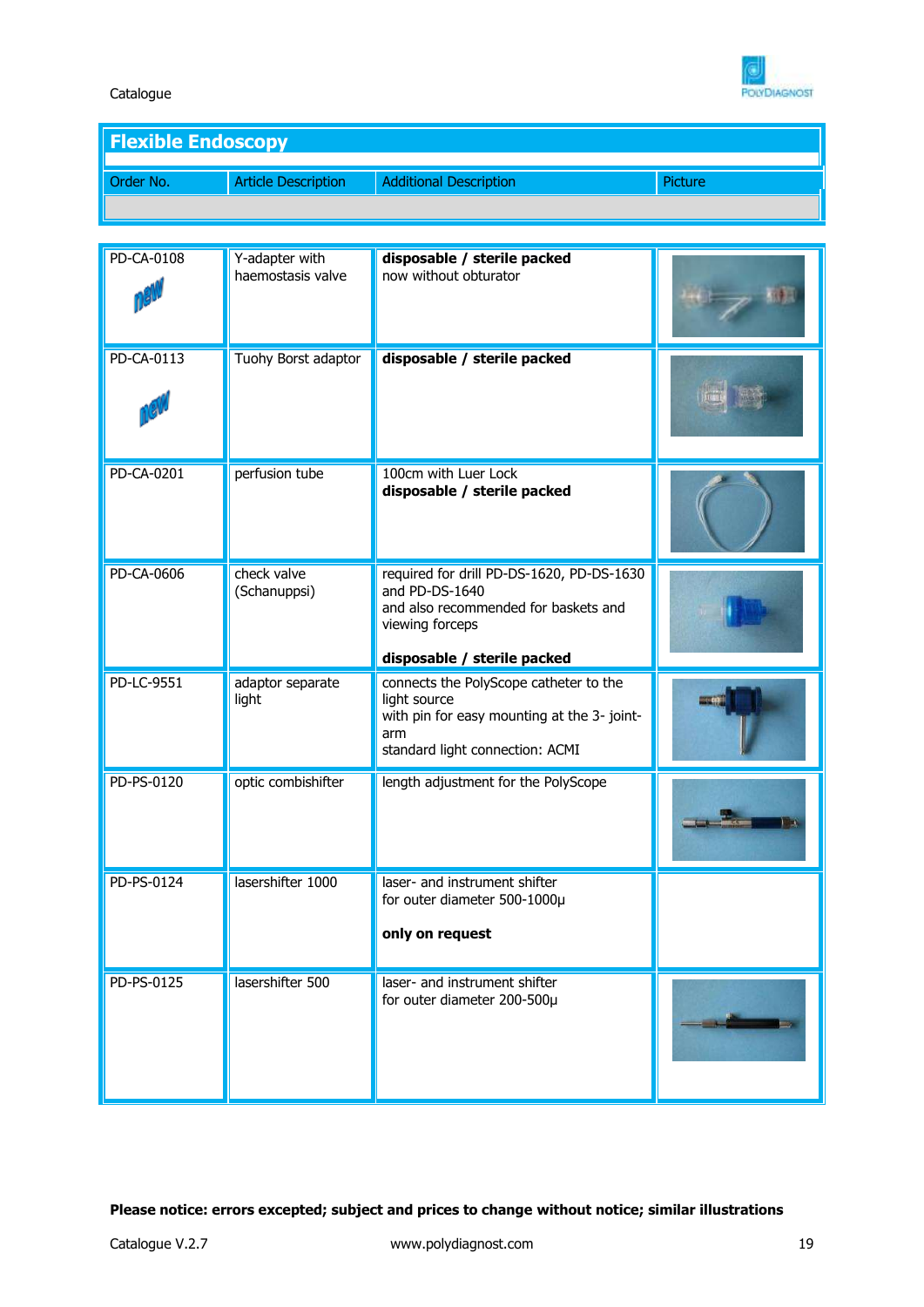# Flexible Endoscopy

| Order No. | Article Description | Additional Description | Picture |
|---|---|---|---|
| PD-CA-0108 *new* | Y-adapter with haemostasis valve | **disposable / sterile packed** now without obturator | |
| PD-CA-0113 *new* | Tuohy Borst adaptor | **disposable / sterile packed** | |
| PD-CA-0201 | perfusion tube | 100cm with Luer Lock **disposable / sterile packed** | |
| PD-CA-0606 | check valve (Schanuppsi) | required for drill PD-DS-1620, PD-DS-1630 and PD-DS-1640 and also recommended for baskets and viewing forceps **disposable / sterile packed** | |
| PD-LC-9551 | adaptor separate light | connects the PolyScope catheter to the light source with pin for easy mounting at the 3- joint-arm standard light connection: ACMI | |
| PD-PS-0120 | optic combishifter | length adjustment for the PolyScope | |
| PD-PS-0124 | lasershifter 1000 | laser- and instrument shifter for outer diameter 500-1000µ **only on request** | |
| PD-PS-0125 | lasershifter 500 | laser- and instrument shifter for outer diameter 200-500µ | |

**Please notice: errors excepted; subject and prices to change without notice; similar illustrations**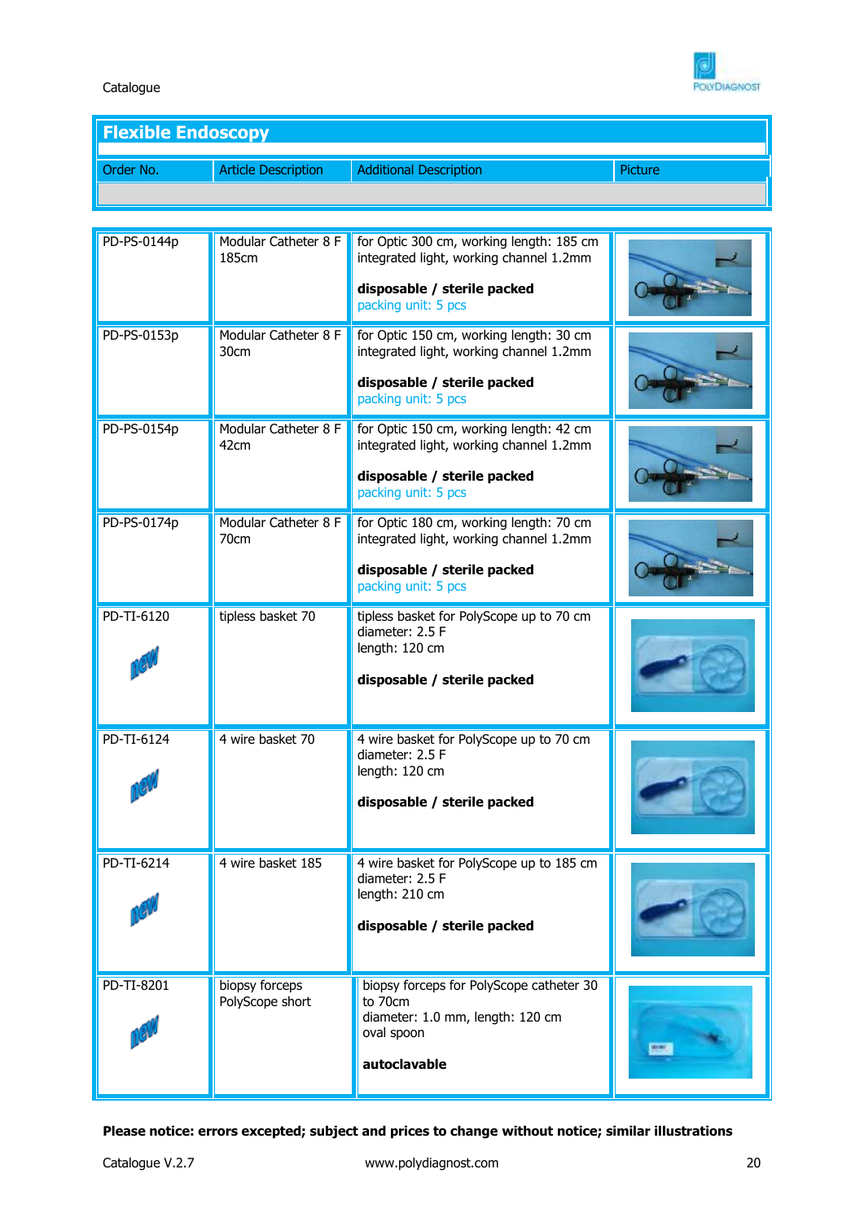## Flexible Endoscopy

| Order No. | Article Description | Additional Description | Picture |
|---|---|---|---|
| PD-PS-0144p | Modular Catheter 8 F 185cm | for Optic 300 cm, working length: 185 cm integrated light, working channel 1.2mm<br><br>**disposable / sterile packed**<br>packing unit: 5 pcs | |
| PD-PS-0153p | Modular Catheter 8 F 30cm | for Optic 150 cm, working length: 30 cm integrated light, working channel 1.2mm<br><br>**disposable / sterile packed**<br>packing unit: 5 pcs | |
| PD-PS-0154p | Modular Catheter 8 F 42cm | for Optic 150 cm, working length: 42 cm integrated light, working channel 1.2mm<br><br>**disposable / sterile packed**<br>packing unit: 5 pcs | |
| PD-PS-0174p | Modular Catheter 8 F 70cm | for Optic 180 cm, working length: 70 cm integrated light, working channel 1.2mm<br><br>**disposable / sterile packed**<br>packing unit: 5 pcs | |
| PD-TI-6120<br>new | tipless basket 70 | tipless basket for PolyScope up to 70 cm<br>diameter: 2.5 F<br>length: 120 cm<br><br>**disposable / sterile packed** | |
| PD-TI-6124<br>new | 4 wire basket 70 | 4 wire basket for PolyScope up to 70 cm<br>diameter: 2.5 F<br>length: 120 cm<br><br>**disposable / sterile packed** | |
| PD-TI-6214<br>new | 4 wire basket 185 | 4 wire basket for PolyScope up to 185 cm<br>diameter: 2.5 F<br>length: 210 cm<br><br>**disposable / sterile packed** | |
| PD-TI-8201<br>new | biopsy forceps PolyScope short | biopsy forceps for PolyScope catheter 30 to 70cm<br>diameter: 1.0 mm, length: 120 cm<br>oval spoon<br><br>**autoclavable** | |

**Please notice: errors excepted; subject and prices to change without notice; similar illustrations**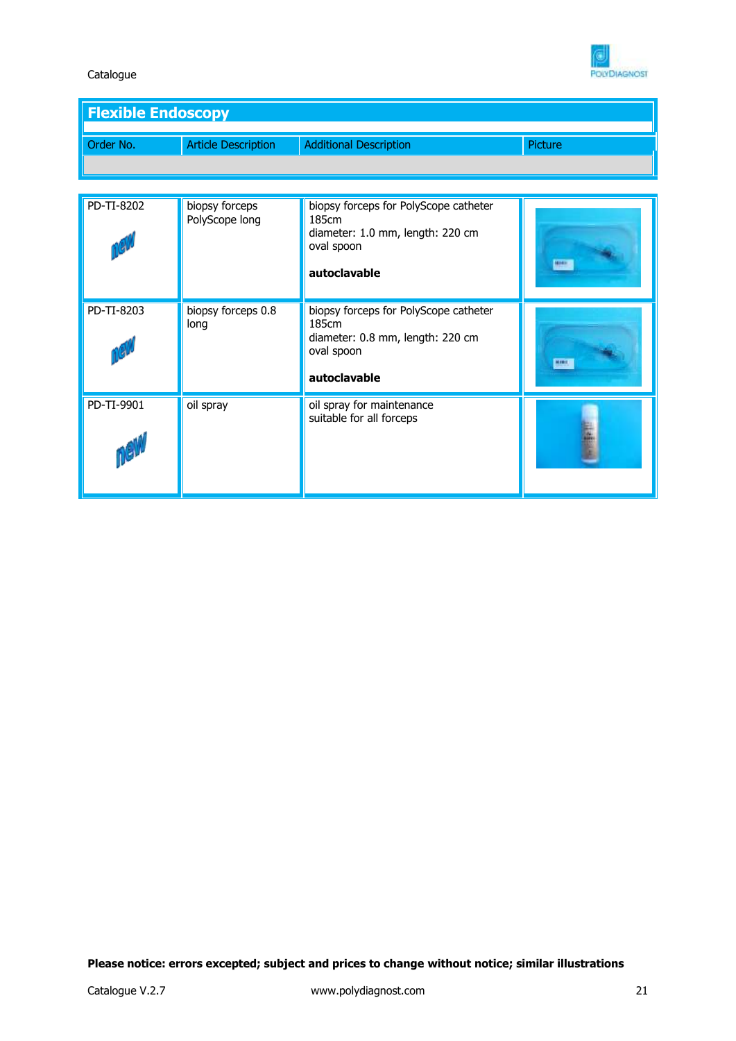## Flexible Endoscopy

| Order No. | Article Description | Additional Description | Picture |
|---|---|---|---|
| PD-TI-8202 new | biopsy forceps PolyScope long | biopsy forceps for PolyScope catheter 185cm<br>diameter: 1.0 mm, length: 220 cm<br>oval spoon<br><br>**autoclavable** | |
| PD-TI-8203 new | biopsy forceps 0.8 long | biopsy forceps for PolyScope catheter 185cm<br>diameter: 0.8 mm, length: 220 cm<br>oval spoon<br><br>**autoclavable** | |
| PD-TI-9901 new | oil spray | oil spray for maintenance<br>suitable for all forceps | |

**Please notice: errors excepted; subject and prices to change without notice; similar illustrations**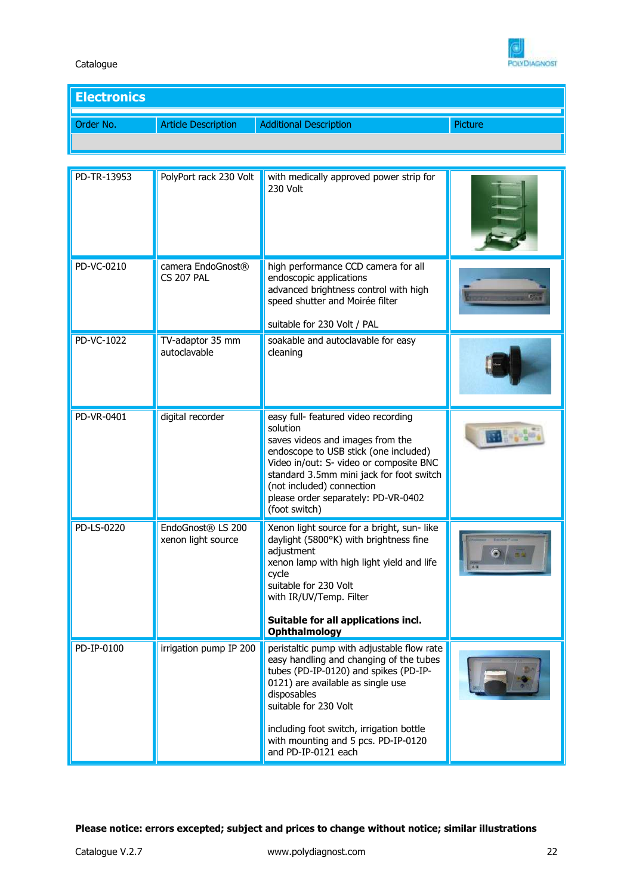Catalogue

## Electronics

| Order No. | Article Description | Additional Description | Picture |
|---|---|---|---|
| PD-TR-13953 | PolyPort rack 230 Volt | with medically approved power strip for 230 Volt | |
| PD-VC-0210 | camera EndoGnost® CS 207 PAL | high performance CCD camera for all endoscopic applications<br>advanced brightness control with high speed shutter and Moirée filter<br><br>suitable for 230 Volt / PAL | |
| PD-VC-1022 | TV-adaptor 35 mm autoclavable | soakable and autoclavable for easy cleaning | |
| PD-VR-0401 | digital recorder | easy full- featured video recording solution<br>saves videos and images from the endoscope to USB stick (one included)<br>Video in/out: S- video or composite BNC<br>standard 3.5mm mini jack for foot switch (not included) connection<br>please order separately: PD-VR-0402 (foot switch) | |
| PD-LS-0220 | EndoGnost® LS 200 xenon light source | Xenon light source for a bright, sun- like daylight (5800°K) with brightness fine adjustment<br>xenon lamp with high light yield and life cycle<br>suitable for 230 Volt<br>with IR/UV/Temp. Filter<br><br>**Suitable for all applications incl. Ophthalmology** | |
| PD-IP-0100 | irrigation pump IP 200 | peristaltic pump with adjustable flow rate<br>easy handling and changing of the tubes<br>tubes (PD-IP-0120) and spikes (PD-IP-0121) are available as single use disposables<br>suitable for 230 Volt<br><br>including foot switch, irrigation bottle with mounting and 5 pcs. PD-IP-0120 and PD-IP-0121 each | |

**Please notice: errors excepted; subject and prices to change without notice; similar illustrations**

Catalogue V.2.7 www.polydiagnost.com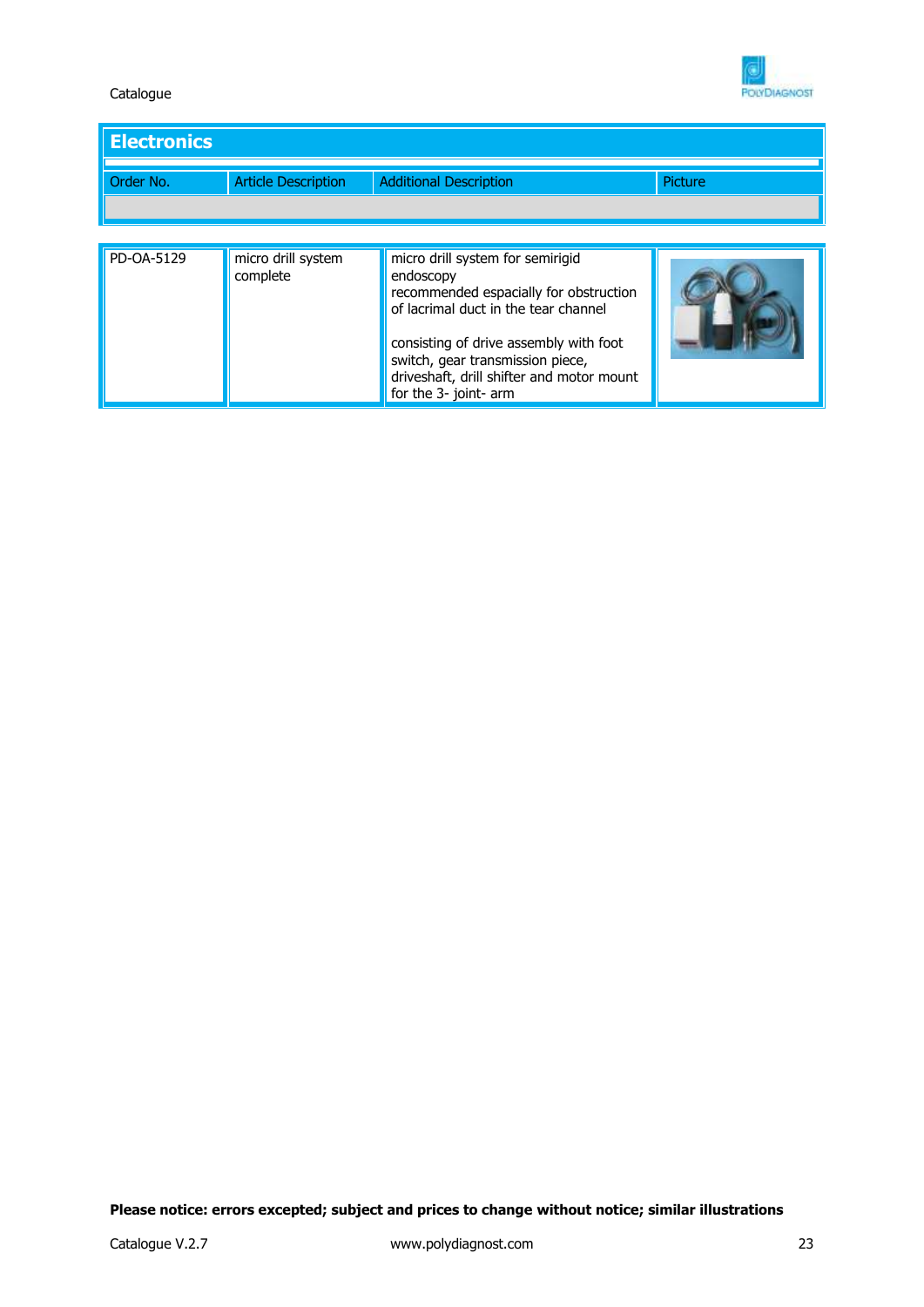# Electronics

| Order No. | Article Description | Additional Description | Picture |
|---|---|---|---|
| PD-OA-5129 | micro drill system complete | micro drill system for semirigid endoscopy<br>recommended espacially for obstruction of lacrimal duct in the tear channel<br><br>consisting of drive assembly with foot switch, gear transmission piece, driveshaft, drill shifter and motor mount for the 3- joint- arm | |

**Please notice: errors excepted; subject and prices to change without notice; similar illustrations**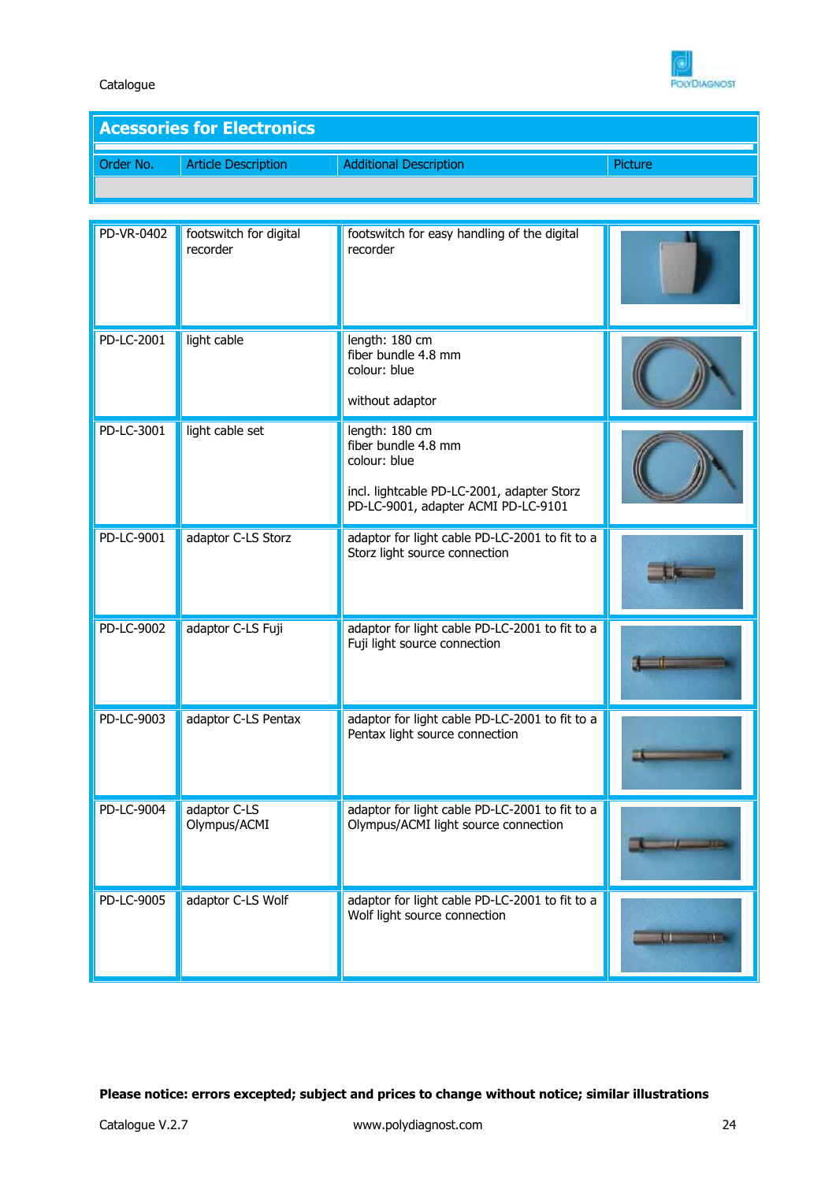## Accessories for Electronics

| Order No. | Article Description | Additional Description | Picture |
|---|---|---|---|
| PD-VR-0402 | footswitch for digital recorder | footswitch for easy handling of the digital recorder | |
| PD-LC-2001 | light cable | length: 180 cm<br>fiber bundle 4.8 mm<br>colour: blue<br><br>without adaptor | |
| PD-LC-3001 | light cable set | length: 180 cm<br>fiber bundle 4.8 mm<br>colour: blue<br><br>incl. lightcable PD-LC-2001, adapter Storz PD-LC-9001, adapter ACMI PD-LC-9101 | |
| PD-LC-9001 | adaptor C-LS Storz | adaptor for light cable PD-LC-2001 to fit to a Storz light source connection | |
| PD-LC-9002 | adaptor C-LS Fuji | adaptor for light cable PD-LC-2001 to fit to a Fuji light source connection | |
| PD-LC-9003 | adaptor C-LS Pentax | adaptor for light cable PD-LC-2001 to fit to a Pentax light source connection | |
| PD-LC-9004 | adaptor C-LS Olympus/ACMI | adaptor for light cable PD-LC-2001 to fit to a Olympus/ACMI light source connection | |
| PD-LC-9005 | adaptor C-LS Wolf | adaptor for light cable PD-LC-2001 to fit to a Wolf light source connection | |

**Please notice: errors excepted; subject and prices to change without notice; similar illustrations**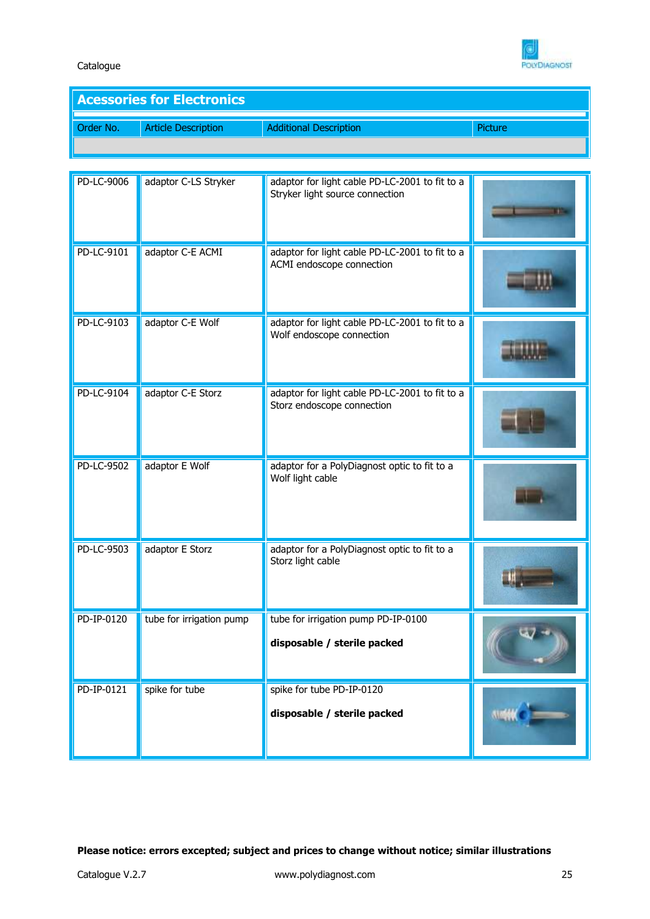## Accessories for Electronics

| Order No. | Article Description | Additional Description | Picture |
|---|---|---|---|
| PD-LC-9006 | adaptor C-LS Stryker | adaptor for light cable PD-LC-2001 to fit to a Stryker light source connection | |
| PD-LC-9101 | adaptor C-E ACMI | adaptor for light cable PD-LC-2001 to fit to a ACMI endoscope connection | |
| PD-LC-9103 | adaptor C-E Wolf | adaptor for light cable PD-LC-2001 to fit to a Wolf endoscope connection | |
| PD-LC-9104 | adaptor C-E Storz | adaptor for light cable PD-LC-2001 to fit to a Storz endoscope connection | |
| PD-LC-9502 | adaptor E Wolf | adaptor for a PolyDiagnost optic to fit to a Wolf light cable | |
| PD-LC-9503 | adaptor E Storz | adaptor for a PolyDiagnost optic to fit to a Storz light cable | |
| PD-IP-0120 | tube for irrigation pump | tube for irrigation pump PD-IP-0100<br><br>**disposable / sterile packed** | |
| PD-IP-0121 | spike for tube | spike for tube PD-IP-0120<br><br>**disposable / sterile packed** | |

**Please notice: errors excepted; subject and prices to change without notice; similar illustrations**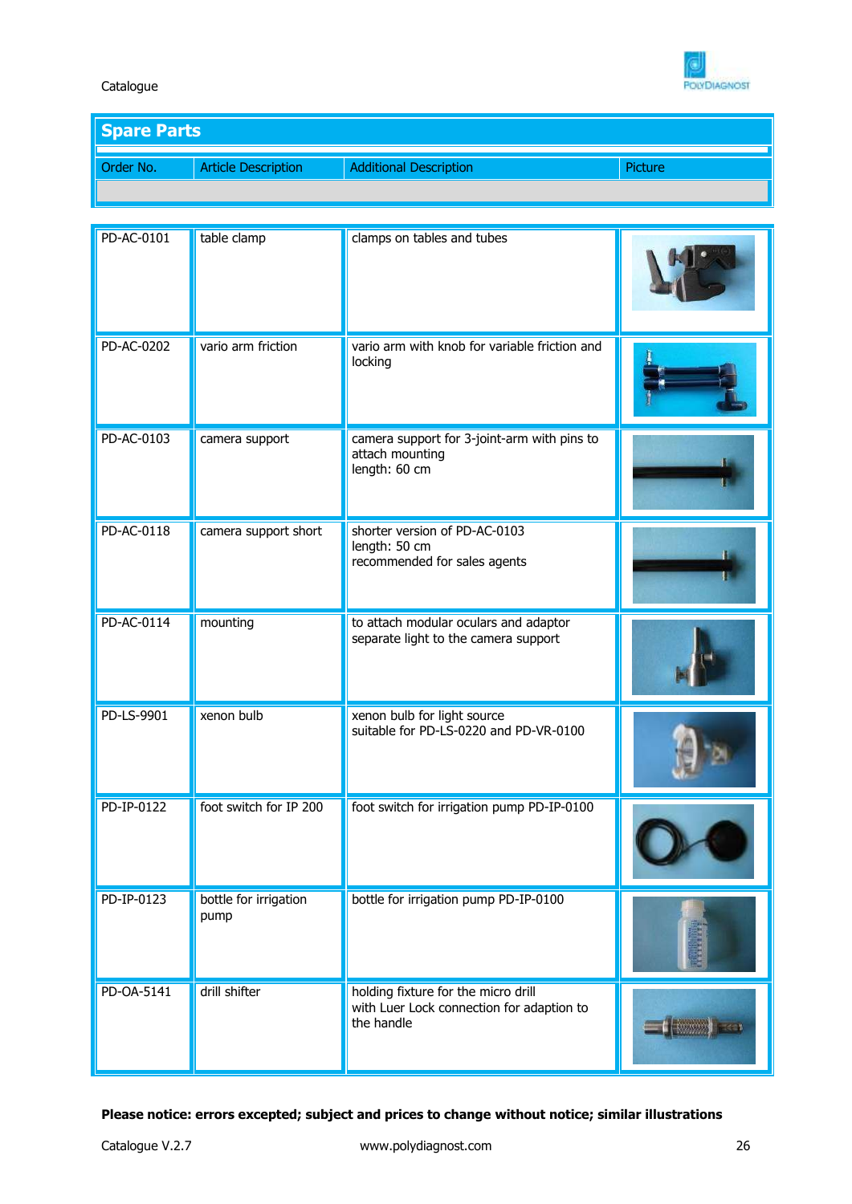## Spare Parts

| Order No. | Article Description | Additional Description | Picture |
|---|---|---|---|
| PD-AC-0101 | table clamp | clamps on tables and tubes | |
| PD-AC-0202 | vario arm friction | vario arm with knob for variable friction and locking | |
| PD-AC-0103 | camera support | camera support for 3-joint-arm with pins to attach mounting<br>length: 60 cm | |
| PD-AC-0118 | camera support short | shorter version of PD-AC-0103<br>length: 50 cm<br>recommended for sales agents | |
| PD-AC-0114 | mounting | to attach modular oculars and adaptor separate light to the camera support | |
| PD-LS-9901 | xenon bulb | xenon bulb for light source<br>suitable for PD-LS-0220 and PD-VR-0100 | |
| PD-IP-0122 | foot switch for IP 200 | foot switch for irrigation pump PD-IP-0100 | |
| PD-IP-0123 | bottle for irrigation pump | bottle for irrigation pump PD-IP-0100 | |
| PD-OA-5141 | drill shifter | holding fixture for the micro drill with Luer Lock connection for adaption to the handle | |

**Please notice: errors excepted; subject and prices to change without notice; similar illustrations**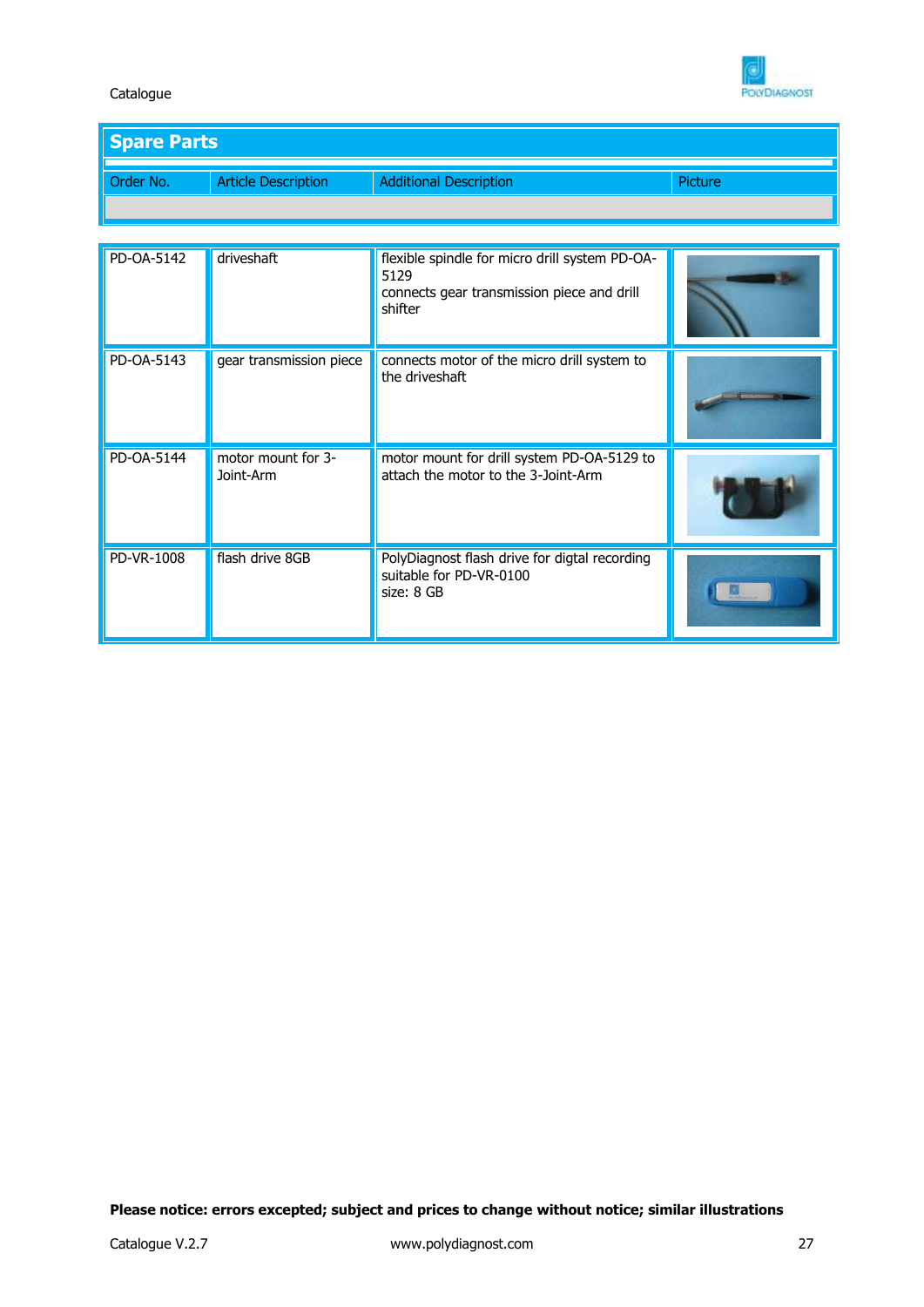## Spare Parts

| Order No. | Article Description | Additional Description | Picture |
|---|---|---|---|
| PD-OA-5142 | driveshaft | flexible spindle for micro drill system PD-OA-5129<br>connects gear transmission piece and drill shifter | |
| PD-OA-5143 | gear transmission piece | connects motor of the micro drill system to the driveshaft | |
| PD-OA-5144 | motor mount for 3-Joint-Arm | motor mount for drill system PD-OA-5129 to attach the motor to the 3-Joint-Arm | |
| PD-VR-1008 | flash drive 8GB | PolyDiagnost flash drive for digtal recording<br>suitable for PD-VR-0100<br>size: 8 GB | |

**Please notice: errors excepted; subject and prices to change without notice; similar illustrations**

Catalogue V.2.7 www.polydiagnost.com